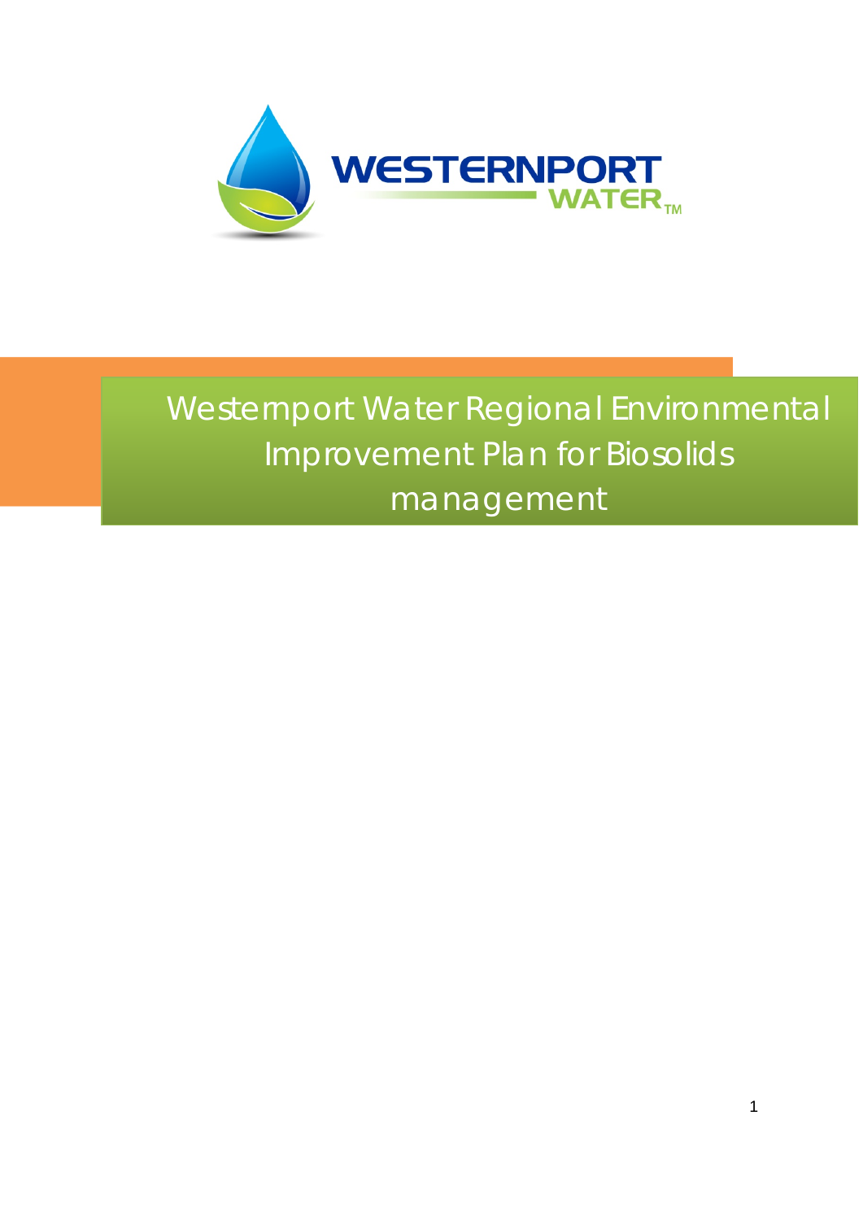WESTERNPORT WATER

# Westernport Water Regional Environmental Improvement Plan for Biosolids management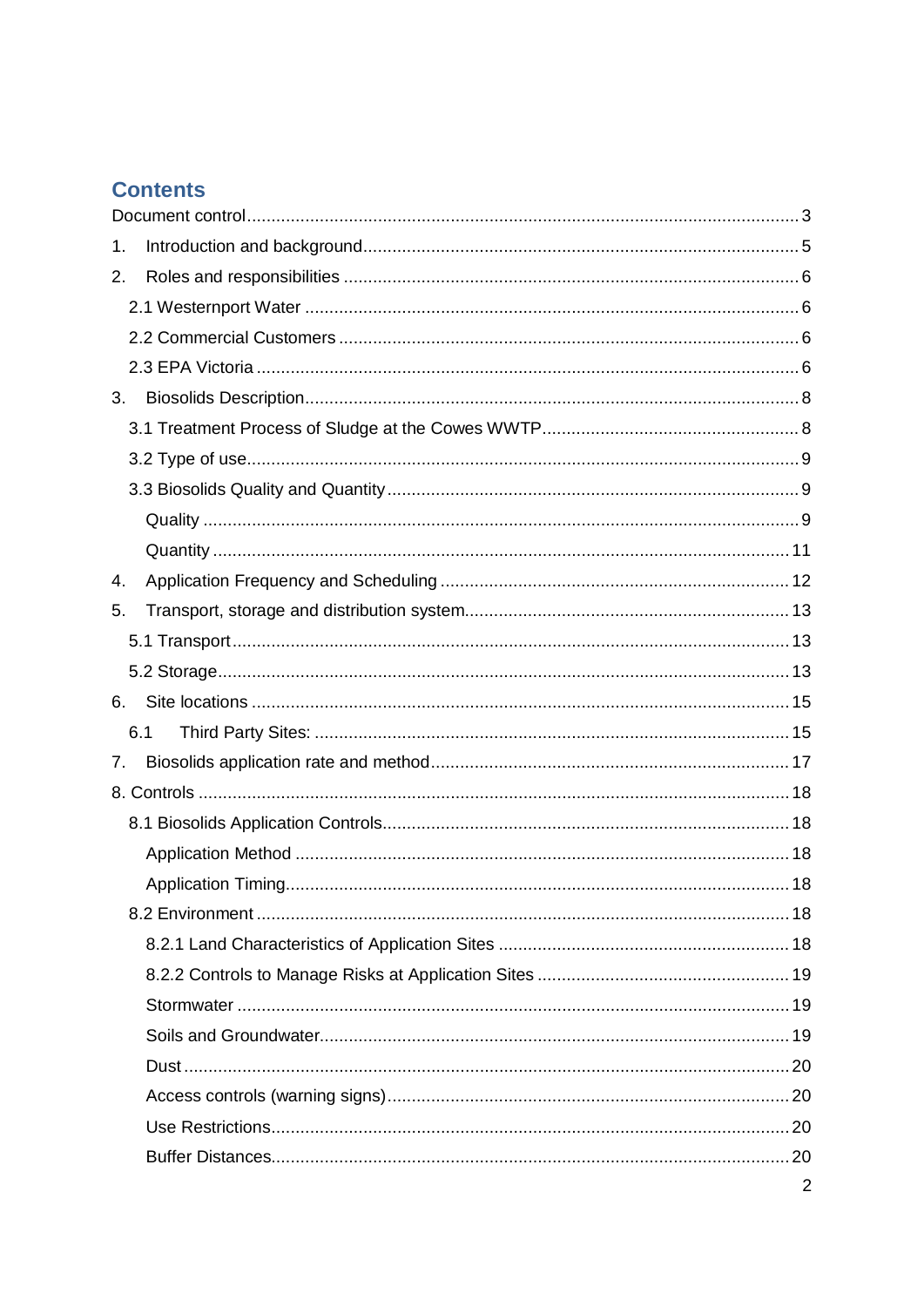## Contents

- Document control ... 3
- 1. Introduction and background ... 5
- 2. Roles and responsibilities ... 6
  - 2.1 Westernport Water ... 6
  - 2.2 Commercial Customers ... 6
  - 2.3 EPA Victoria ... 6
- 3. Biosolids Description ... 8
  - 3.1 Treatment Process of Sludge at the Cowes WWTP ... 8
  - 3.2 Type of use ... 9
  - 3.3 Biosolids Quality and Quantity ... 9
    - Quality ... 9
    - Quantity ... 11
- 4. Application Frequency and Scheduling ... 12
- 5. Transport, storage and distribution system ... 13
  - 5.1 Transport ... 13
  - 5.2 Storage ... 13
- 6. Site locations ... 15
  - 6.1 Third Party Sites: ... 15
- 7. Biosolids application rate and method ... 17
- 8. Controls ... 18
  - 8.1 Biosolids Application Controls ... 18
    - Application Method ... 18
    - Application Timing ... 18
  - 8.2 Environment ... 18
    - 8.2.1 Land Characteristics of Application Sites ... 18
    - 8.2.2 Controls to Manage Risks at Application Sites ... 19
    - Stormwater ... 19
    - Soils and Groundwater ... 19
    - Dust ... 20
    - Access controls (warning signs) ... 20
    - Use Restrictions ... 20
    - Buffer Distances ... 20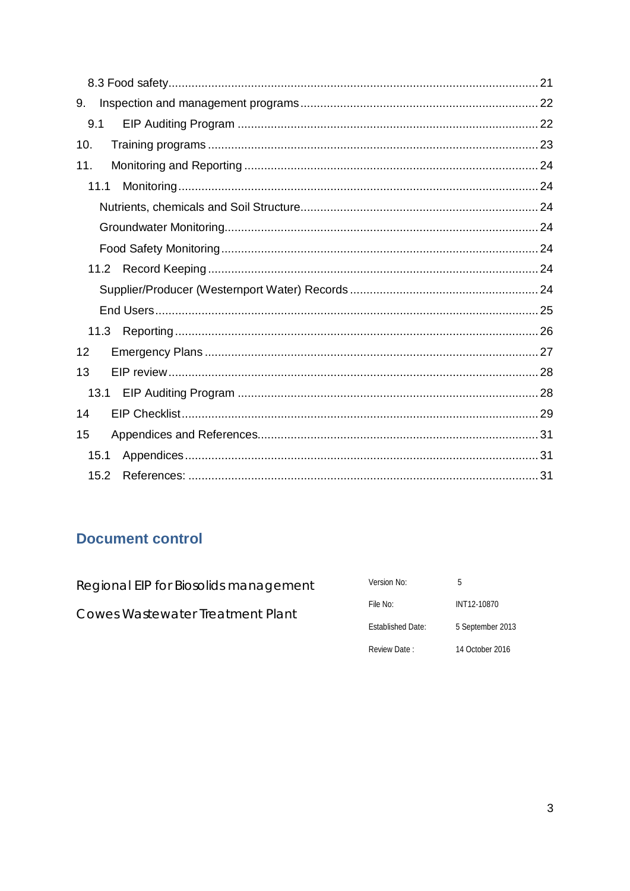8.3 Food safety ..... 21

9. Inspection and management programs ..... 22

9.1 EIP Auditing Program ..... 22

10. Training programs ..... 23

11. Monitoring and Reporting ..... 24

11.1 Monitoring ..... 24

Nutrients, chemicals and Soil Structure ..... 24

Groundwater Monitoring ..... 24

Food Safety Monitoring ..... 24

11.2 Record Keeping ..... 24

Supplier/Producer (Westernport Water) Records ..... 24

End Users ..... 25

11.3 Reporting ..... 26

12 Emergency Plans ..... 27

13 EIP review ..... 28

13.1 EIP Auditing Program ..... 28

14 EIP Checklist ..... 29

15 Appendices and References ..... 31

15.1 Appendices ..... 31

15.2 References: ..... 31

## Document control

Regional EIP for Biosolids management

Cowes Wastewater Treatment Plant

| | |
|---|---|
| Version No: | 5 |
| File No: | INT12-10870 |
| Established Date: | 5 September 2013 |
| Review Date : | 14 October 2016 |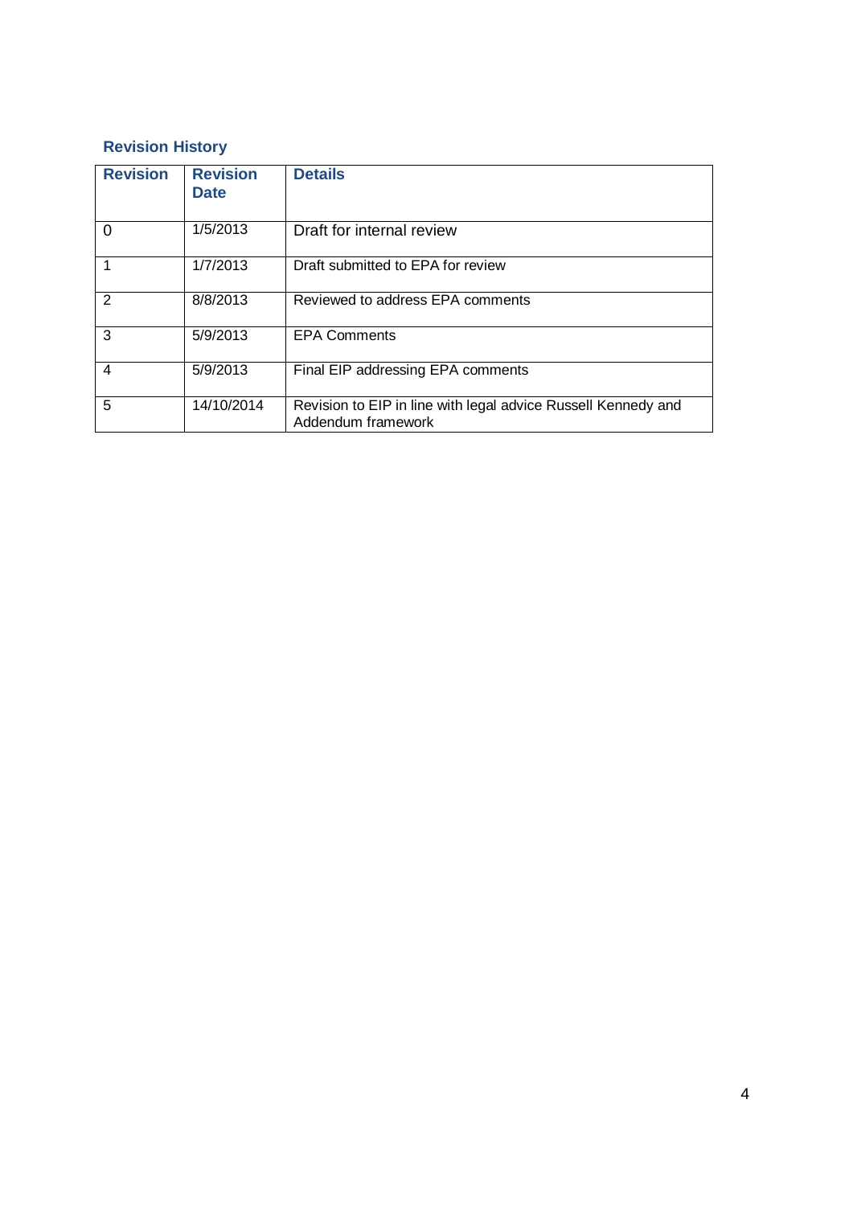### Revision History

| Revision | Revision Date | Details |
| --- | --- | --- |
| 0 | 1/5/2013 | Draft for internal review |
| 1 | 1/7/2013 | Draft submitted to EPA for review |
| 2 | 8/8/2013 | Reviewed to address EPA comments |
| 3 | 5/9/2013 | EPA Comments |
| 4 | 5/9/2013 | Final EIP addressing EPA comments |
| 5 | 14/10/2014 | Revision to EIP in line with legal advice Russell Kennedy and Addendum framework |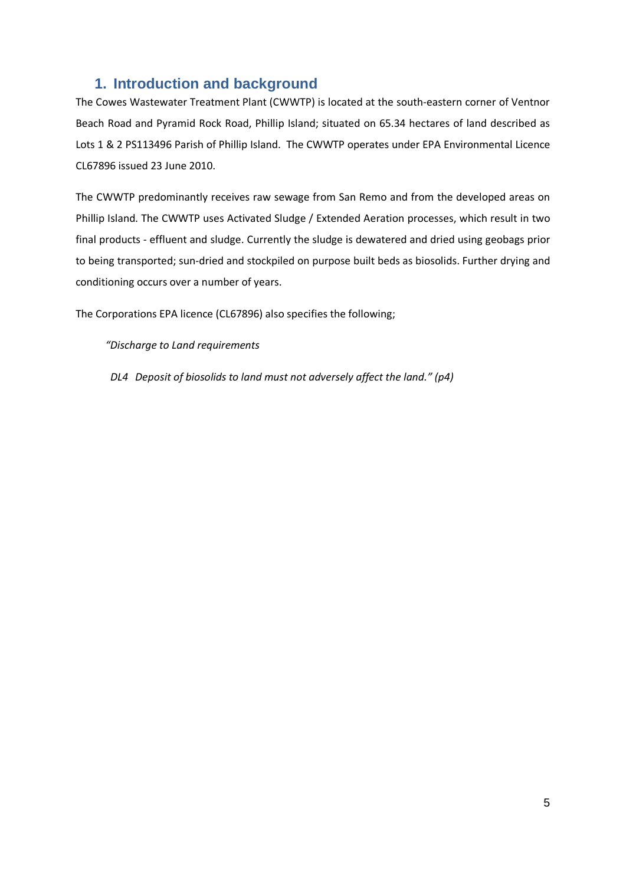## 1. Introduction and background

The Cowes Wastewater Treatment Plant (CWWTP) is located at the south-eastern corner of Ventnor Beach Road and Pyramid Rock Road, Phillip Island; situated on 65.34 hectares of land described as Lots 1 & 2 PS113496 Parish of Phillip Island. The CWWTP operates under EPA Environmental Licence CL67896 issued 23 June 2010.

The CWWTP predominantly receives raw sewage from San Remo and from the developed areas on Phillip Island. The CWWTP uses Activated Sludge / Extended Aeration processes, which result in two final products - effluent and sludge. Currently the sludge is dewatered and dried using geobags prior to being transported; sun-dried and stockpiled on purpose built beds as biosolids. Further drying and conditioning occurs over a number of years.

The Corporations EPA licence (CL67896) also specifies the following;

> *"Discharge to Land requirements*
>
> *DL4 Deposit of biosolids to land must not adversely affect the land." (p4)*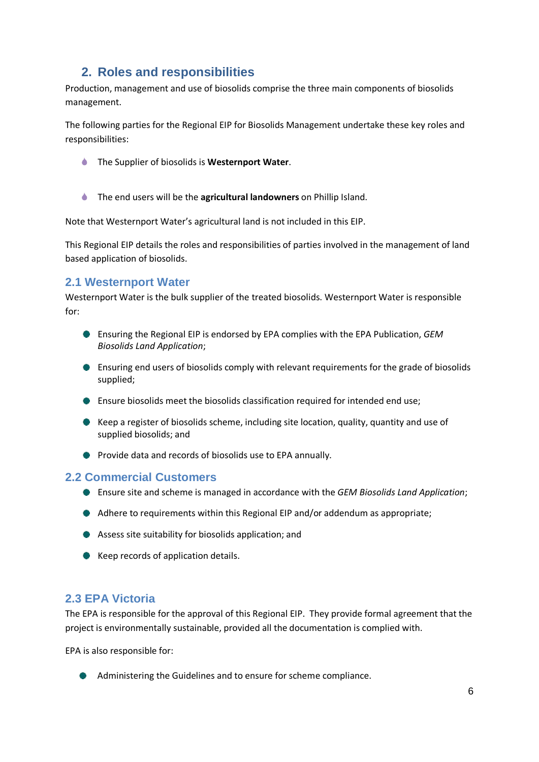## 2. Roles and responsibilities

Production, management and use of biosolids comprise the three main components of biosolids management.

The following parties for the Regional EIP for Biosolids Management undertake these key roles and responsibilities:

- The Supplier of biosolids is **Westernport Water**.
- The end users will be the **agricultural landowners** on Phillip Island.

Note that Westernport Water's agricultural land is not included in this EIP.

This Regional EIP details the roles and responsibilities of parties involved in the management of land based application of biosolids.

### 2.1 Westernport Water

Westernport Water is the bulk supplier of the treated biosolids. Westernport Water is responsible for:

- Ensuring the Regional EIP is endorsed by EPA complies with the EPA Publication, *GEM Biosolids Land Application*;
- Ensuring end users of biosolids comply with relevant requirements for the grade of biosolids supplied;
- Ensure biosolids meet the biosolids classification required for intended end use;
- Keep a register of biosolids scheme, including site location, quality, quantity and use of supplied biosolids; and
- Provide data and records of biosolids use to EPA annually.

### 2.2 Commercial Customers

- Ensure site and scheme is managed in accordance with the *GEM Biosolids Land Application*;
- Adhere to requirements within this Regional EIP and/or addendum as appropriate;
- Assess site suitability for biosolids application; and
- Keep records of application details.

### 2.3 EPA Victoria

The EPA is responsible for the approval of this Regional EIP. They provide formal agreement that the project is environmentally sustainable, provided all the documentation is complied with.

EPA is also responsible for:

- Administering the Guidelines and to ensure for scheme compliance.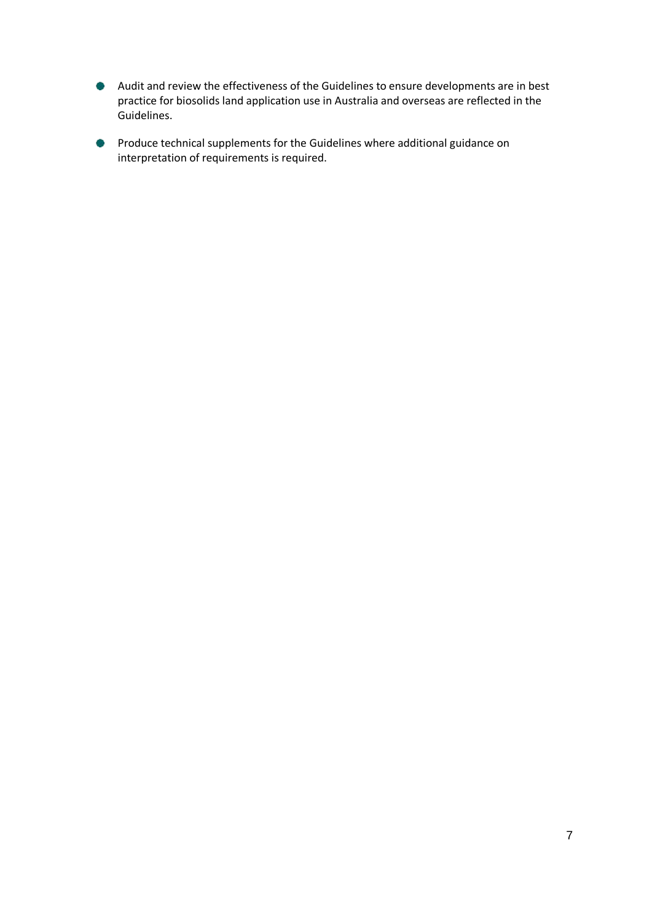- Audit and review the effectiveness of the Guidelines to ensure developments are in best practice for biosolids land application use in Australia and overseas are reflected in the Guidelines.
- Produce technical supplements for the Guidelines where additional guidance on interpretation of requirements is required.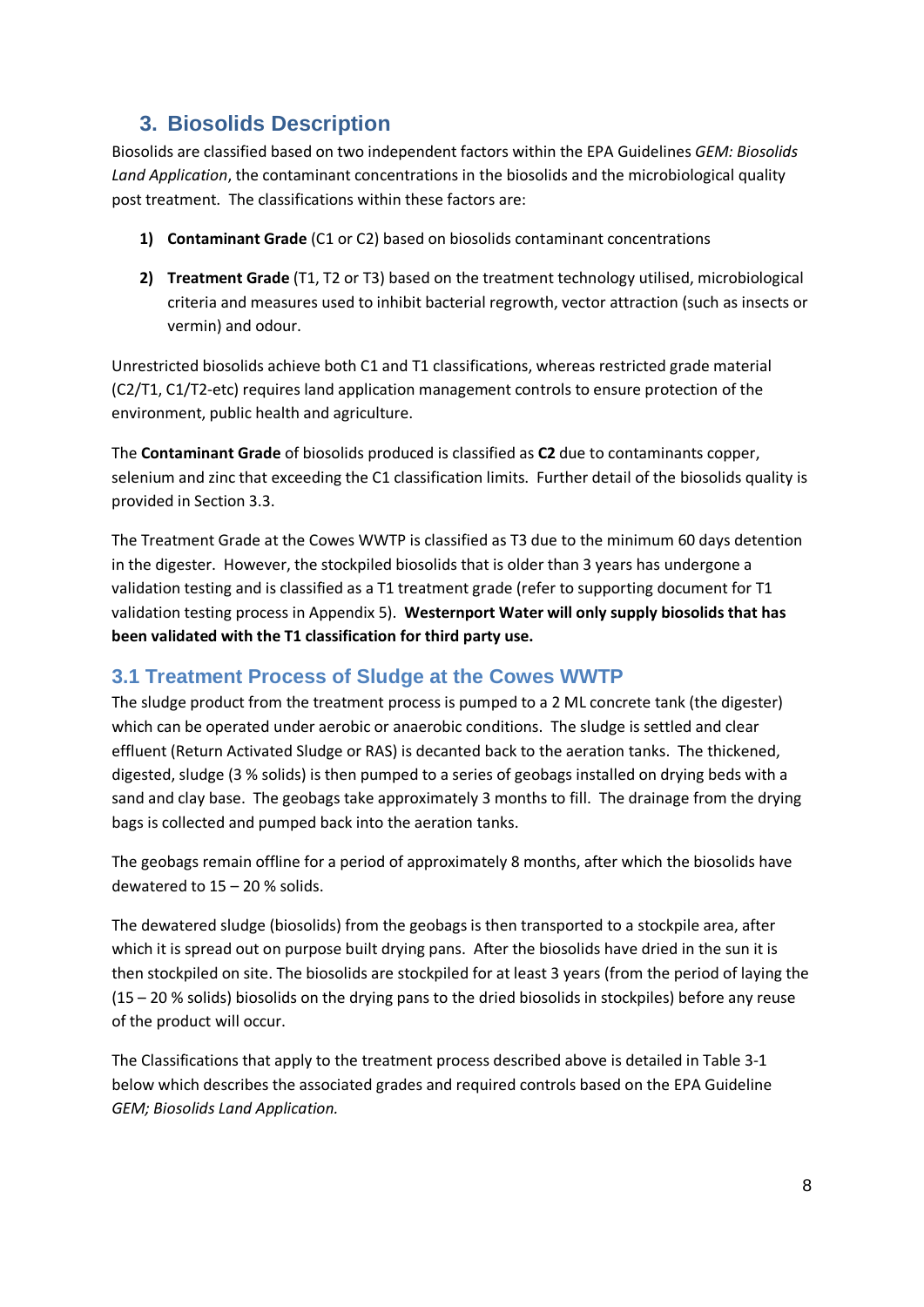# 3. Biosolids Description

Biosolids are classified based on two independent factors within the EPA Guidelines *GEM: Biosolids Land Application*, the contaminant concentrations in the biosolids and the microbiological quality post treatment. The classifications within these factors are:

1) **Contaminant Grade** (C1 or C2) based on biosolids contaminant concentrations

2) **Treatment Grade** (T1, T2 or T3) based on the treatment technology utilised, microbiological criteria and measures used to inhibit bacterial regrowth, vector attraction (such as insects or vermin) and odour.

Unrestricted biosolids achieve both C1 and T1 classifications, whereas restricted grade material (C2/T1, C1/T2-etc) requires land application management controls to ensure protection of the environment, public health and agriculture.

The **Contaminant Grade** of biosolids produced is classified as **C2** due to contaminants copper, selenium and zinc that exceeding the C1 classification limits. Further detail of the biosolids quality is provided in Section 3.3.

The Treatment Grade at the Cowes WWTP is classified as T3 due to the minimum 60 days detention in the digester. However, the stockpiled biosolids that is older than 3 years has undergone a validation testing and is classified as a T1 treatment grade (refer to supporting document for T1 validation testing process in Appendix 5). **Westernport Water will only supply biosolids that has been validated with the T1 classification for third party use.**

## 3.1 Treatment Process of Sludge at the Cowes WWTP

The sludge product from the treatment process is pumped to a 2 ML concrete tank (the digester) which can be operated under aerobic or anaerobic conditions. The sludge is settled and clear effluent (Return Activated Sludge or RAS) is decanted back to the aeration tanks. The thickened, digested, sludge (3 % solids) is then pumped to a series of geobags installed on drying beds with a sand and clay base. The geobags take approximately 3 months to fill. The drainage from the drying bags is collected and pumped back into the aeration tanks.

The geobags remain offline for a period of approximately 8 months, after which the biosolids have dewatered to 15 – 20 % solids.

The dewatered sludge (biosolids) from the geobags is then transported to a stockpile area, after which it is spread out on purpose built drying pans. After the biosolids have dried in the sun it is then stockpiled on site. The biosolids are stockpiled for at least 3 years (from the period of laying the (15 – 20 % solids) biosolids on the drying pans to the dried biosolids in stockpiles) before any reuse of the product will occur.

The Classifications that apply to the treatment process described above is detailed in Table 3-1 below which describes the associated grades and required controls based on the EPA Guideline *GEM; Biosolids Land Application.*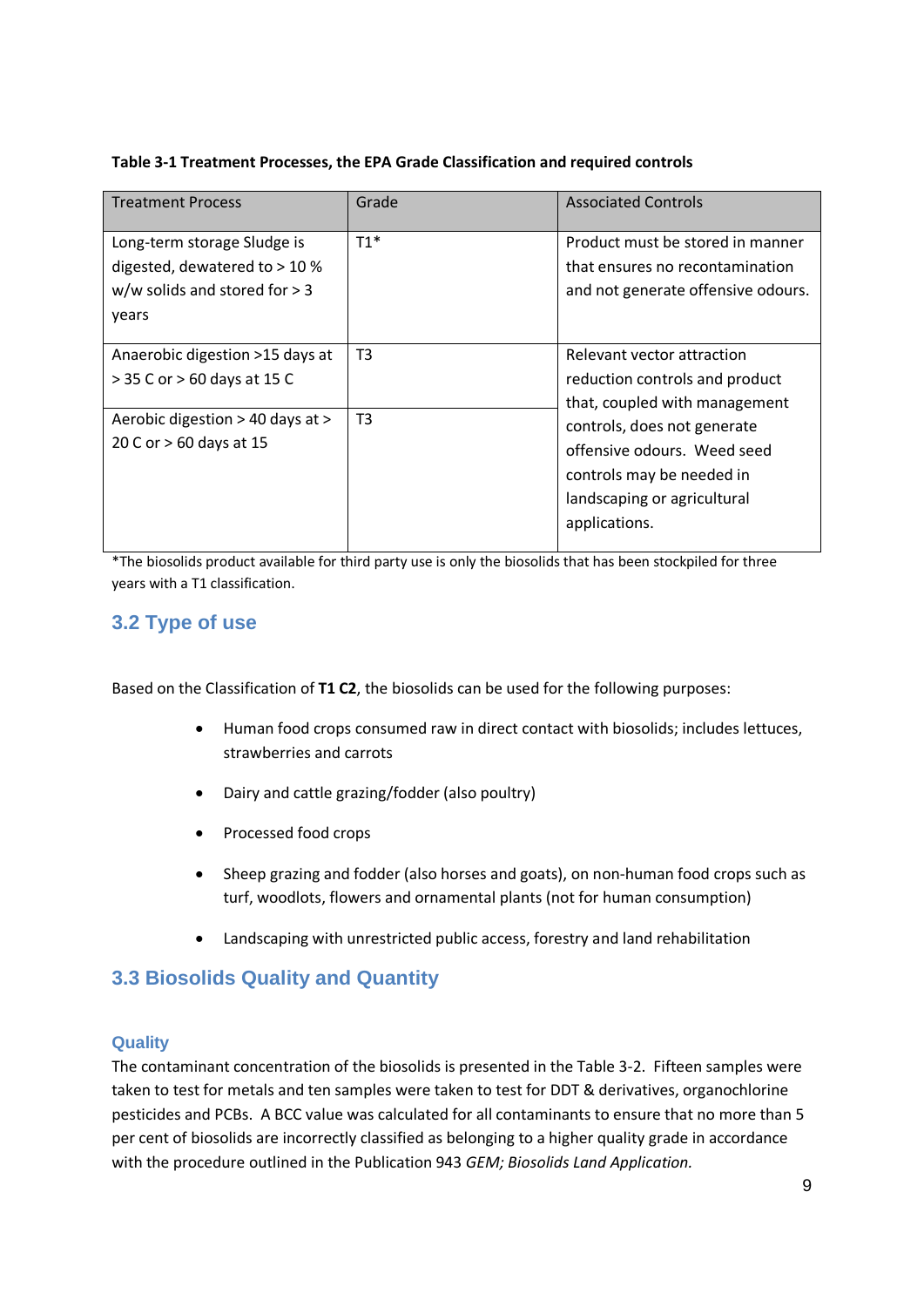**Table 3-1 Treatment Processes, the EPA Grade Classification and required controls**

| Treatment Process | Grade | Associated Controls |
| --- | --- | --- |
| Long-term storage Sludge is digested, dewatered to > 10 % w/w solids and stored for > 3 years | T1* | Product must be stored in manner that ensures no recontamination and not generate offensive odours. |
| Anaerobic digestion >15 days at > 35 C or > 60 days at 15 C | T3 | Relevant vector attraction reduction controls and product that, coupled with management controls, does not generate offensive odours. Weed seed controls may be needed in landscaping or agricultural applications. |
| Aerobic digestion > 40 days at > 20 C or > 60 days at 15 | T3 | |

*The biosolids product available for third party use is only the biosolids that has been stockpiled for three years with a T1 classification.

## 3.2 Type of use

Based on the Classification of **T1 C2**, the biosolids can be used for the following purposes:

- Human food crops consumed raw in direct contact with biosolids; includes lettuces, strawberries and carrots
- Dairy and cattle grazing/fodder (also poultry)
- Processed food crops
- Sheep grazing and fodder (also horses and goats), on non-human food crops such as turf, woodlots, flowers and ornamental plants (not for human consumption)
- Landscaping with unrestricted public access, forestry and land rehabilitation

## 3.3 Biosolids Quality and Quantity

### Quality

The contaminant concentration of the biosolids is presented in the Table 3-2. Fifteen samples were taken to test for metals and ten samples were taken to test for DDT & derivatives, organochlorine pesticides and PCBs. A BCC value was calculated for all contaminants to ensure that no more than 5 per cent of biosolids are incorrectly classified as belonging to a higher quality grade in accordance with the procedure outlined in the Publication 943 *GEM; Biosolids Land Application.*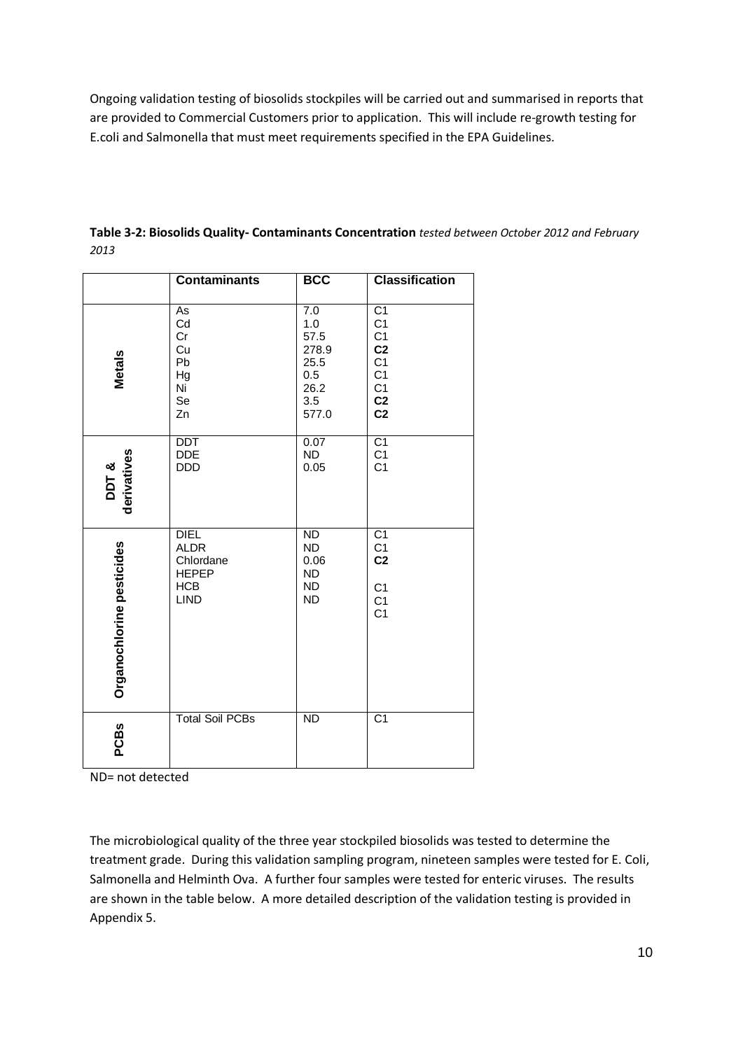Ongoing validation testing of biosolids stockpiles will be carried out and summarised in reports that are provided to Commercial Customers prior to application. This will include re-growth testing for E.coli and Salmonella that must meet requirements specified in the EPA Guidelines.

**Table 3-2: Biosolids Quality- Contaminants Concentration** *tested between October 2012 and February 2013*

| | Contaminants | BCC | Classification |
|---|---|---|---|
| **Metals** | As | 7.0 | C1 |
| | Cd | 1.0 | C1 |
| | Cr | 57.5 | C1 |
| | Cu | 278.9 | **C2** |
| | Pb | 25.5 | C1 |
| | Hg | 0.5 | C1 |
| | Ni | 26.2 | C1 |
| | Se | 3.5 | **C2** |
| | Zn | 577.0 | **C2** |
| **DDT & derivatives** | DDT | 0.07 | C1 |
| | DDE | ND | C1 |
| | DDD | 0.05 | C1 |
| **Organochlorine pesticides** | DIEL | ND | C1 |
| | ALDR | ND | C1 |
| | Chlordane | 0.06 | **C2** |
| | HEPEP | ND | C1 |
| | HCB | ND | C1 |
| | LIND | ND | C1 |
| **PCBs** | Total Soil PCBs | ND | C1 |

ND= not detected

The microbiological quality of the three year stockpiled biosolids was tested to determine the treatment grade. During this validation sampling program, nineteen samples were tested for E. Coli, Salmonella and Helminth Ova. A further four samples were tested for enteric viruses. The results are shown in the table below. A more detailed description of the validation testing is provided in Appendix 5.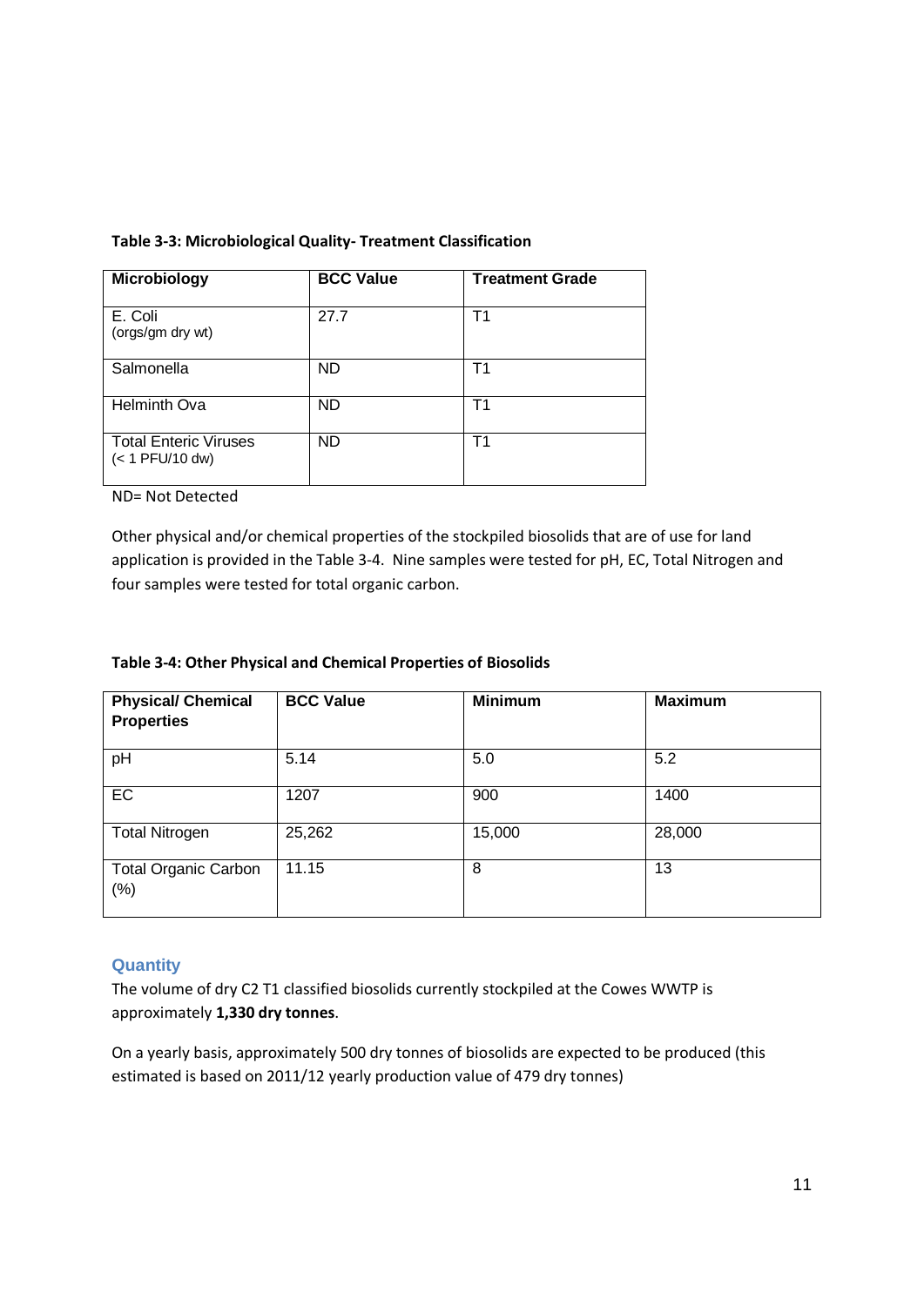**Table 3-3: Microbiological Quality- Treatment Classification**

| Microbiology | BCC Value | Treatment Grade |
|---|---|---|
| E. Coli (orgs/gm dry wt) | 27.7 | T1 |
| Salmonella | ND | T1 |
| Helminth Ova | ND | T1 |
| Total Enteric Viruses (< 1 PFU/10 dw) | ND | T1 |

ND= Not Detected

Other physical and/or chemical properties of the stockpiled biosolids that are of use for land application is provided in the Table 3-4. Nine samples were tested for pH, EC, Total Nitrogen and four samples were tested for total organic carbon.

**Table 3-4: Other Physical and Chemical Properties of Biosolids**

| Physical/ Chemical Properties | BCC Value | Minimum | Maximum |
|---|---|---|---|
| pH | 5.14 | 5.0 | 5.2 |
| EC | 1207 | 900 | 1400 |
| Total Nitrogen | 25,262 | 15,000 | 28,000 |
| Total Organic Carbon (%) | 11.15 | 8 | 13 |

### Quantity

The volume of dry C2 T1 classified biosolids currently stockpiled at the Cowes WWTP is approximately **1,330 dry tonnes**.

On a yearly basis, approximately 500 dry tonnes of biosolids are expected to be produced (this estimated is based on 2011/12 yearly production value of 479 dry tonnes)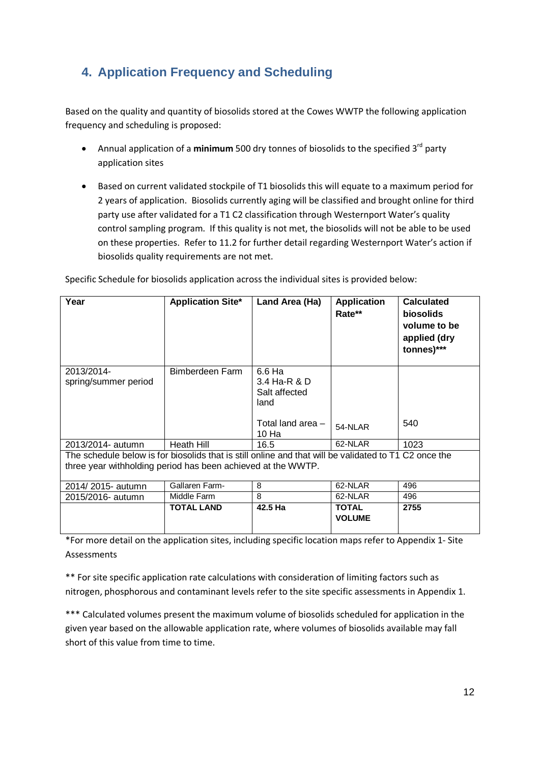## 4. Application Frequency and Scheduling

Based on the quality and quantity of biosolids stored at the Cowes WWTP the following application frequency and scheduling is proposed:

- Annual application of a **minimum** 500 dry tonnes of biosolids to the specified 3rd party application sites
- Based on current validated stockpile of T1 biosolids this will equate to a maximum period for 2 years of application. Biosolids currently aging will be classified and brought online for third party use after validated for a T1 C2 classification through Westernport Water's quality control sampling program. If this quality is not met, the biosolids will not be able to be used on these properties. Refer to 11.2 for further detail regarding Westernport Water's action if biosolids quality requirements are not met.

Specific Schedule for biosolids application across the individual sites is provided below:

| Year | Application Site* | Land Area (Ha) | Application Rate** | Calculated biosolids volume to be applied (dry tonnes)*** |
|---|---|---|---|---|
| 2013/2014- spring/summer period | Bimberdeen Farm | 6.6 Ha<br>3.4 Ha-R & D<br>Salt affected land<br><br>Total land area – 10 Ha | 54-NLAR | 540 |
| 2013/2014- autumn | Heath Hill | 16.5 | 62-NLAR | 1023 |
| The schedule below is for biosolids that is still online and that will be validated to T1 C2 once the three year withholding period has been achieved at the WWTP. | | | | |
| 2014/ 2015- autumn | Gallaren Farm- | 8 | 62-NLAR | 496 |
| 2015/2016- autumn | Middle Farm | 8 | 62-NLAR | 496 |
| | **TOTAL LAND** | **42.5 Ha** | **TOTAL VOLUME** | **2755** |

*For more detail on the application sites, including specific location maps refer to Appendix 1- Site Assessments

** For site specific application rate calculations with consideration of limiting factors such as nitrogen, phosphorous and contaminant levels refer to the site specific assessments in Appendix 1.

*** Calculated volumes present the maximum volume of biosolids scheduled for application in the given year based on the allowable application rate, where volumes of biosolids available may fall short of this value from time to time.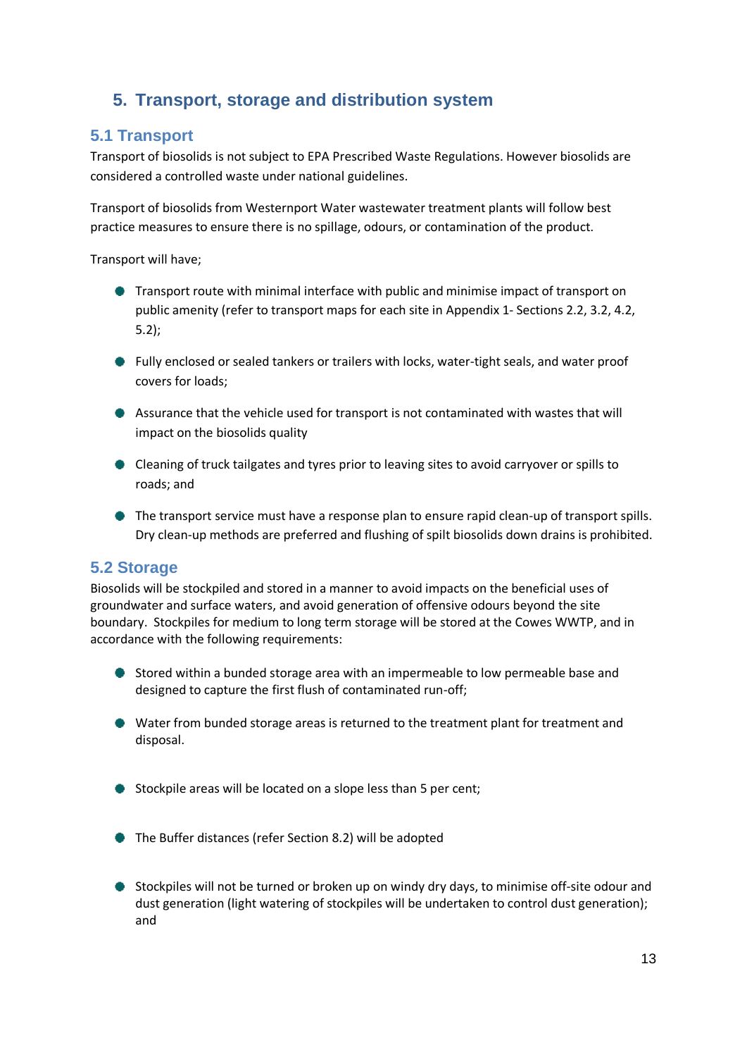# 5. Transport, storage and distribution system

## 5.1 Transport

Transport of biosolids is not subject to EPA Prescribed Waste Regulations. However biosolids are considered a controlled waste under national guidelines.

Transport of biosolids from Westernport Water wastewater treatment plants will follow best practice measures to ensure there is no spillage, odours, or contamination of the product.

Transport will have;

- Transport route with minimal interface with public and minimise impact of transport on public amenity (refer to transport maps for each site in Appendix 1- Sections 2.2, 3.2, 4.2, 5.2);
- Fully enclosed or sealed tankers or trailers with locks, water-tight seals, and water proof covers for loads;
- Assurance that the vehicle used for transport is not contaminated with wastes that will impact on the biosolids quality
- Cleaning of truck tailgates and tyres prior to leaving sites to avoid carryover or spills to roads; and
- The transport service must have a response plan to ensure rapid clean-up of transport spills. Dry clean-up methods are preferred and flushing of spilt biosolids down drains is prohibited.

## 5.2 Storage

Biosolids will be stockpiled and stored in a manner to avoid impacts on the beneficial uses of groundwater and surface waters, and avoid generation of offensive odours beyond the site boundary. Stockpiles for medium to long term storage will be stored at the Cowes WWTP, and in accordance with the following requirements:

- Stored within a bunded storage area with an impermeable to low permeable base and designed to capture the first flush of contaminated run-off;
- Water from bunded storage areas is returned to the treatment plant for treatment and disposal.
- Stockpile areas will be located on a slope less than 5 per cent;
- The Buffer distances (refer Section 8.2) will be adopted
- Stockpiles will not be turned or broken up on windy dry days, to minimise off-site odour and dust generation (light watering of stockpiles will be undertaken to control dust generation); and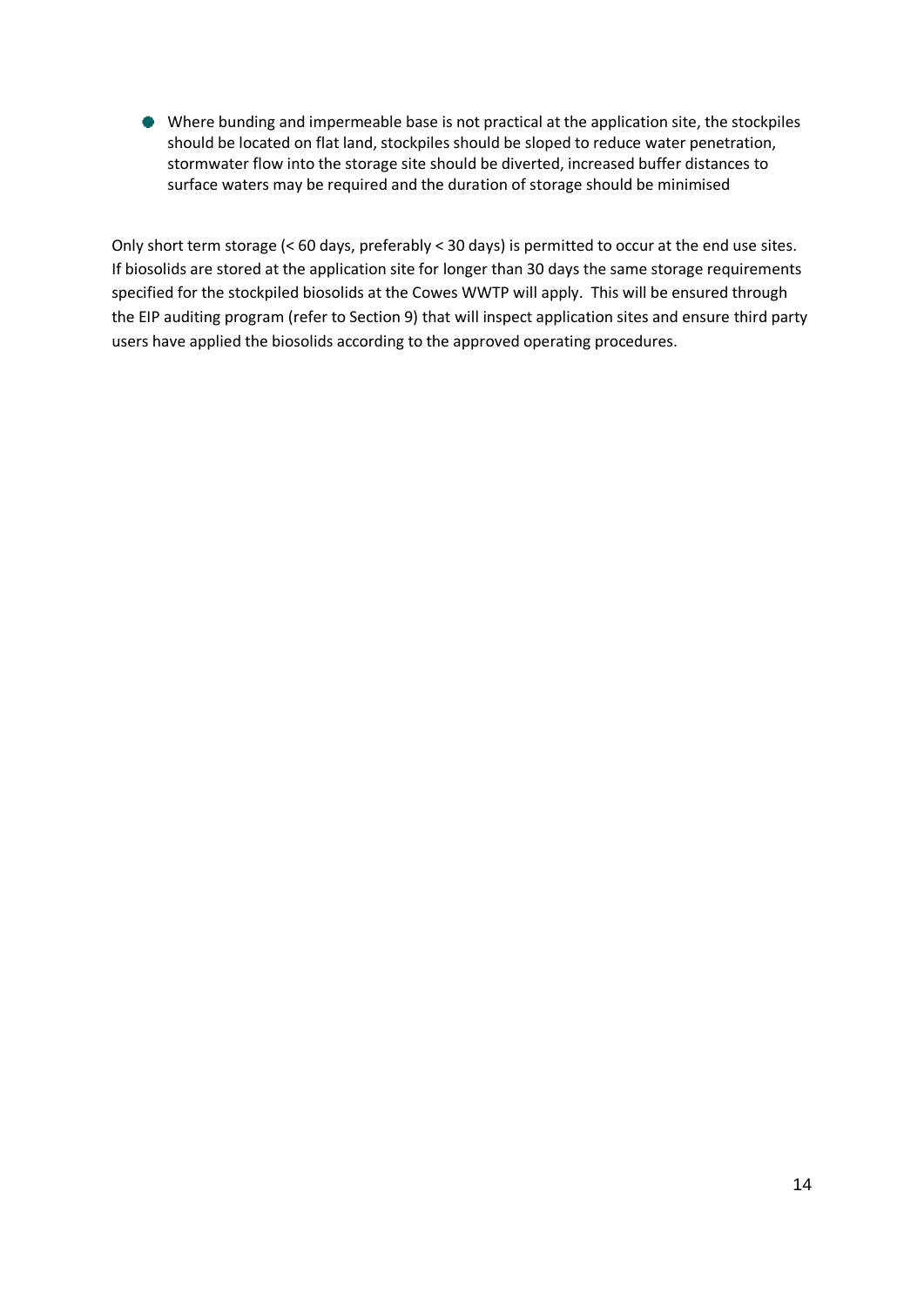- Where bunding and impermeable base is not practical at the application site, the stockpiles should be located on flat land, stockpiles should be sloped to reduce water penetration, stormwater flow into the storage site should be diverted, increased buffer distances to surface waters may be required and the duration of storage should be minimised

Only short term storage (< 60 days, preferably < 30 days) is permitted to occur at the end use sites. If biosolids are stored at the application site for longer than 30 days the same storage requirements specified for the stockpiled biosolids at the Cowes WWTP will apply. This will be ensured through the EIP auditing program (refer to Section 9) that will inspect application sites and ensure third party users have applied the biosolids according to the approved operating procedures.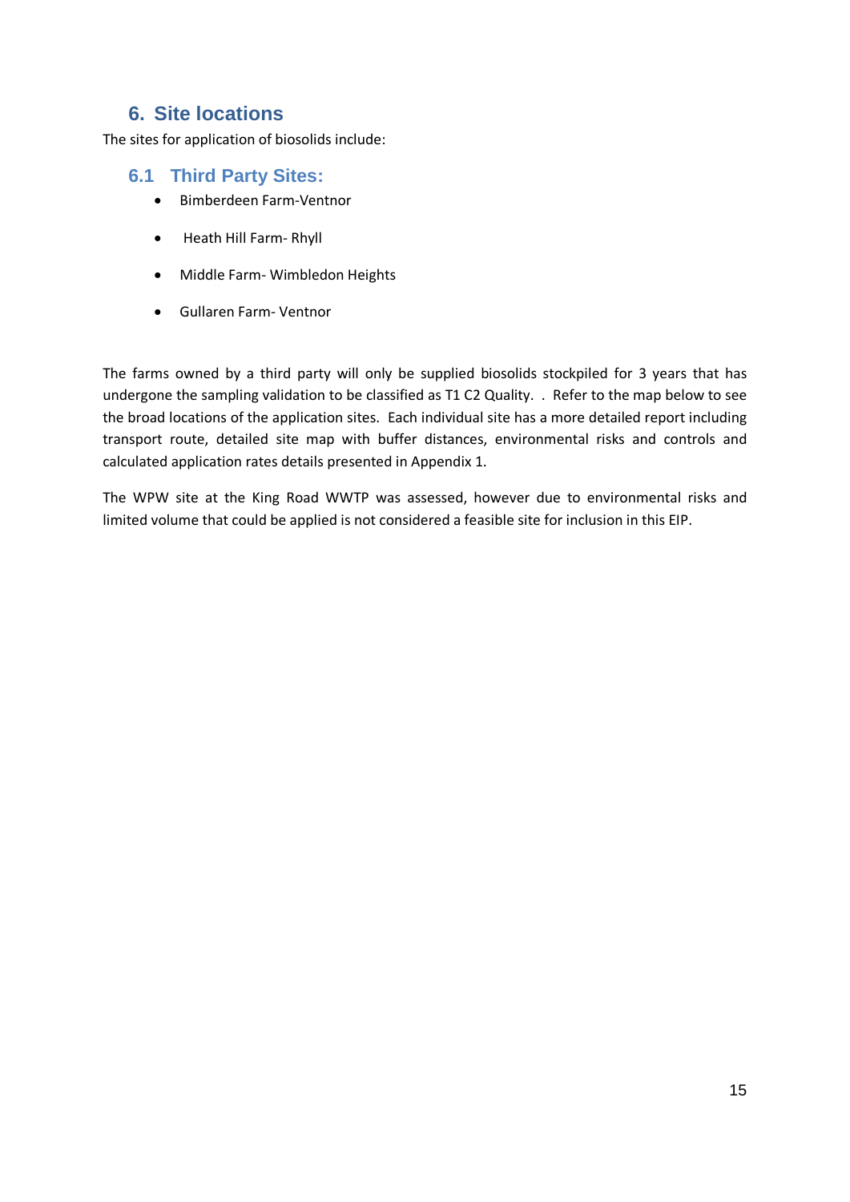## 6. Site locations

The sites for application of biosolids include:

### 6.1 Third Party Sites:

- Bimberdeen Farm-Ventnor
- Heath Hill Farm- Rhyll
- Middle Farm- Wimbledon Heights
- Gullaren Farm- Ventnor

The farms owned by a third party will only be supplied biosolids stockpiled for 3 years that has undergone the sampling validation to be classified as T1 C2 Quality. . Refer to the map below to see the broad locations of the application sites. Each individual site has a more detailed report including transport route, detailed site map with buffer distances, environmental risks and controls and calculated application rates details presented in Appendix 1.

The WPW site at the King Road WWTP was assessed, however due to environmental risks and limited volume that could be applied is not considered a feasible site for inclusion in this EIP.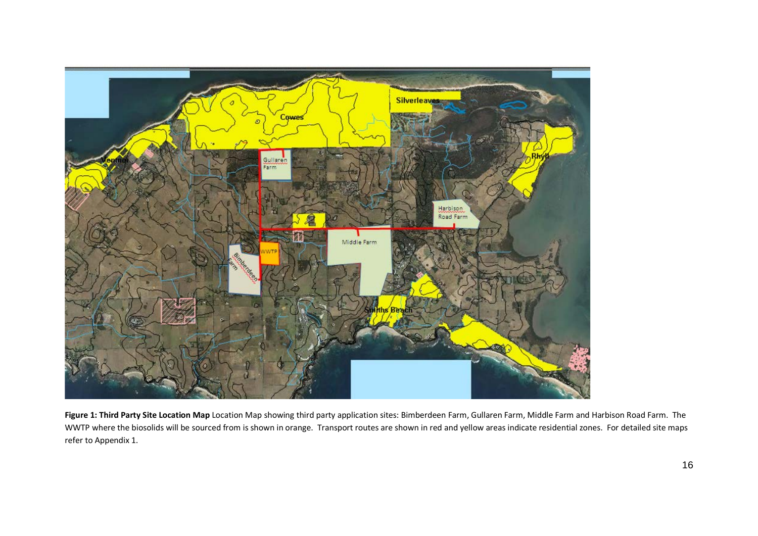**Figure 1: Third Party Site Location Map** Location Map showing third party application sites: Bimberdeen Farm, Gullaren Farm, Middle Farm and Harbison Road Farm. The WWTP where the biosolids will be sourced from is shown in orange. Transport routes are shown in red and yellow areas indicate residential zones. For detailed site maps refer to Appendix 1.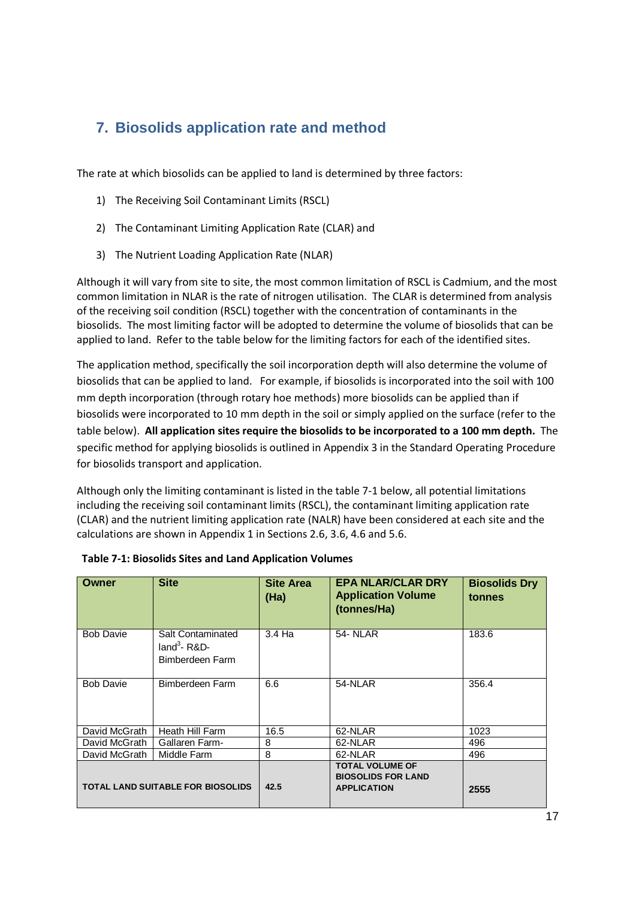## 7. Biosolids application rate and method

The rate at which biosolids can be applied to land is determined by three factors:

1) The Receiving Soil Contaminant Limits (RSCL)
2) The Contaminant Limiting Application Rate (CLAR) and
3) The Nutrient Loading Application Rate (NLAR)

Although it will vary from site to site, the most common limitation of RSCL is Cadmium, and the most common limitation in NLAR is the rate of nitrogen utilisation. The CLAR is determined from analysis of the receiving soil condition (RSCL) together with the concentration of contaminants in the biosolids. The most limiting factor will be adopted to determine the volume of biosolids that can be applied to land. Refer to the table below for the limiting factors for each of the identified sites.

The application method, specifically the soil incorporation depth will also determine the volume of biosolids that can be applied to land. For example, if biosolids is incorporated into the soil with 100 mm depth incorporation (through rotary hoe methods) more biosolids can be applied than if biosolids were incorporated to 10 mm depth in the soil or simply applied on the surface (refer to the table below). **All application sites require the biosolids to be incorporated to a 100 mm depth.** The specific method for applying biosolids is outlined in Appendix 3 in the Standard Operating Procedure for biosolids transport and application.

Although only the limiting contaminant is listed in the table 7-1 below, all potential limitations including the receiving soil contaminant limits (RSCL), the contaminant limiting application rate (CLAR) and the nutrient limiting application rate (NALR) have been considered at each site and the calculations are shown in Appendix 1 in Sections 2.6, 3.6, 4.6 and 5.6.

**Table 7-1: Biosolids Sites and Land Application Volumes**

| Owner | Site | Site Area (Ha) | EPA NLAR/CLAR DRY Application Volume (tonnes/Ha) | Biosolids Dry tonnes |
|---|---|---|---|---|
| Bob Davie | Salt Contaminated land[3]- R&D- Bimberdeen Farm | 3.4 Ha | 54- NLAR | 183.6 |
| Bob Davie | Bimberdeen Farm | 6.6 | 54-NLAR | 356.4 |
| David McGrath | Heath Hill Farm | 16.5 | 62-NLAR | 1023 |
| David McGrath | Gallaren Farm- | 8 | 62-NLAR | 496 |
| David McGrath | Middle Farm | 8 | 62-NLAR | 496 |
| **TOTAL LAND SUITABLE FOR BIOSOLIDS** | | **42.5** | **TOTAL VOLUME OF BIOSOLIDS FOR LAND APPLICATION** | **2555** |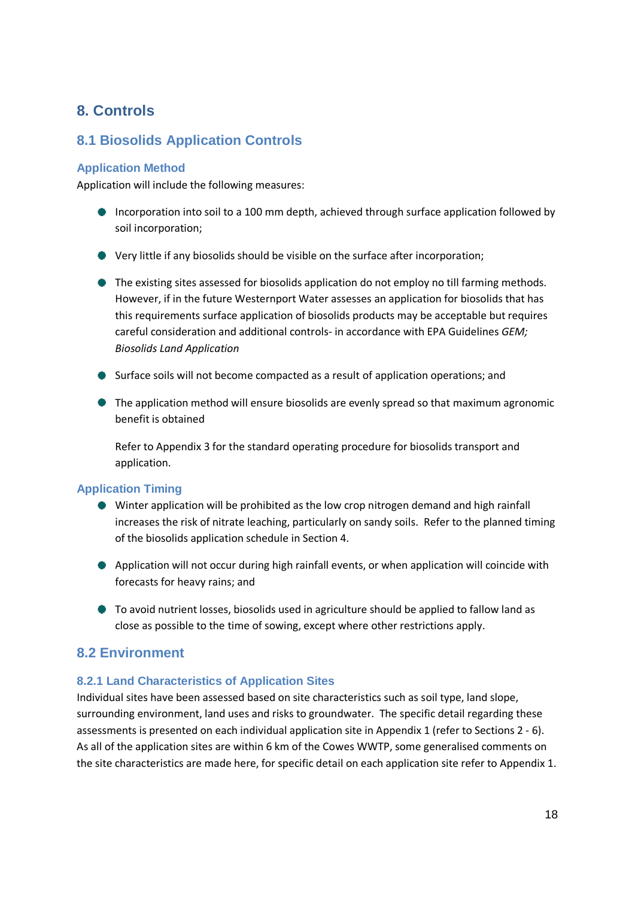# 8. Controls

## 8.1 Biosolids Application Controls

### Application Method

Application will include the following measures:

- Incorporation into soil to a 100 mm depth, achieved through surface application followed by soil incorporation;
- Very little if any biosolids should be visible on the surface after incorporation;
- The existing sites assessed for biosolids application do not employ no till farming methods. However, if in the future Westernport Water assesses an application for biosolids that has this requirements surface application of biosolids products may be acceptable but requires careful consideration and additional controls- in accordance with EPA Guidelines *GEM; Biosolids Land Application*
- Surface soils will not become compacted as a result of application operations; and
- The application method will ensure biosolids are evenly spread so that maximum agronomic benefit is obtained

  Refer to Appendix 3 for the standard operating procedure for biosolids transport and application.

### Application Timing

- Winter application will be prohibited as the low crop nitrogen demand and high rainfall increases the risk of nitrate leaching, particularly on sandy soils. Refer to the planned timing of the biosolids application schedule in Section 4.
- Application will not occur during high rainfall events, or when application will coincide with forecasts for heavy rains; and
- To avoid nutrient losses, biosolids used in agriculture should be applied to fallow land as close as possible to the time of sowing, except where other restrictions apply.

## 8.2 Environment

### 8.2.1 Land Characteristics of Application Sites

Individual sites have been assessed based on site characteristics such as soil type, land slope, surrounding environment, land uses and risks to groundwater. The specific detail regarding these assessments is presented on each individual application site in Appendix 1 (refer to Sections 2 - 6). As all of the application sites are within 6 km of the Cowes WWTP, some generalised comments on the site characteristics are made here, for specific detail on each application site refer to Appendix 1.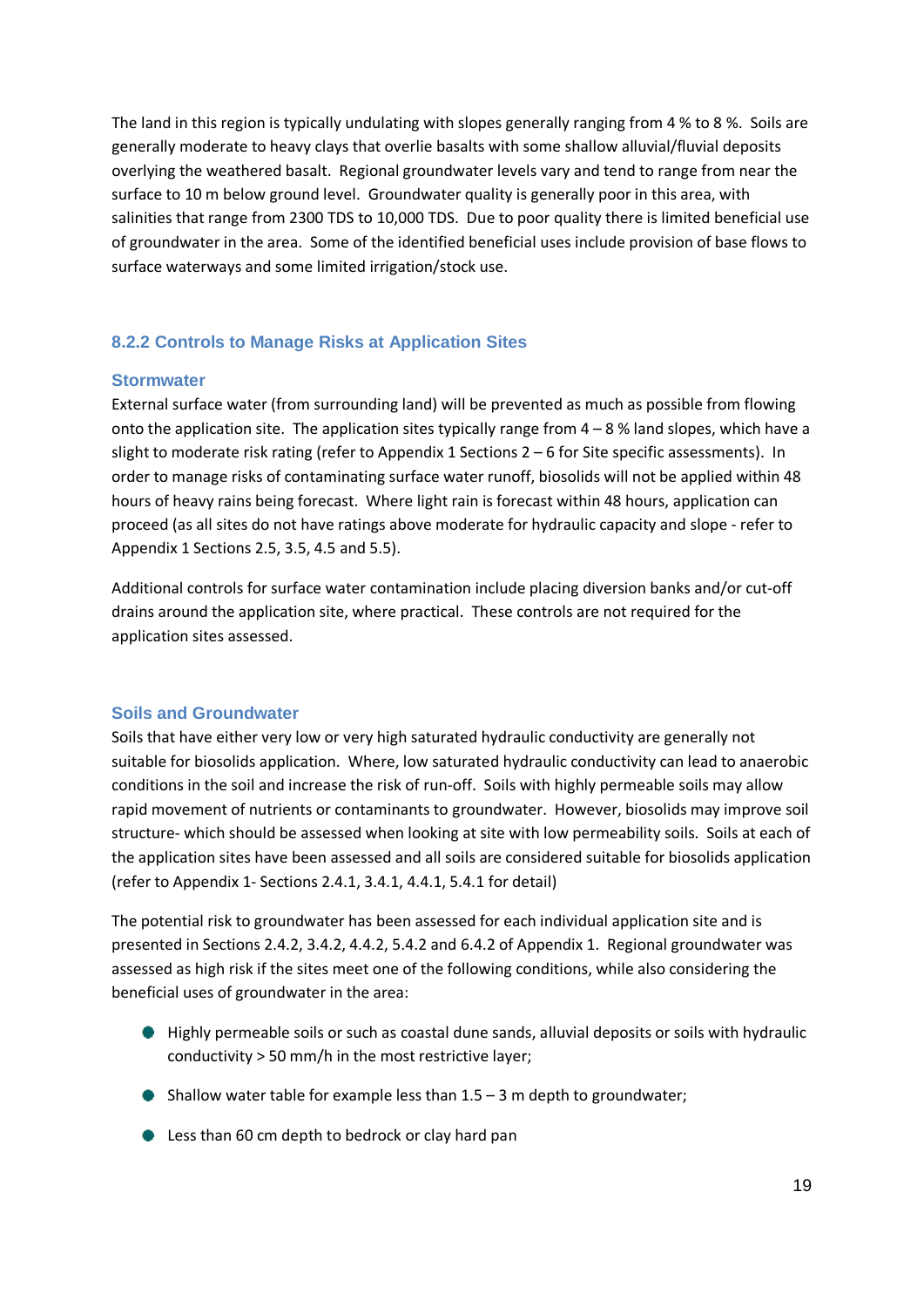The land in this region is typically undulating with slopes generally ranging from 4 % to 8 %. Soils are generally moderate to heavy clays that overlie basalts with some shallow alluvial/fluvial deposits overlying the weathered basalt. Regional groundwater levels vary and tend to range from near the surface to 10 m below ground level. Groundwater quality is generally poor in this area, with salinities that range from 2300 TDS to 10,000 TDS. Due to poor quality there is limited beneficial use of groundwater in the area. Some of the identified beneficial uses include provision of base flows to surface waterways and some limited irrigation/stock use.

### 8.2.2 Controls to Manage Risks at Application Sites

#### Stormwater

External surface water (from surrounding land) will be prevented as much as possible from flowing onto the application site. The application sites typically range from 4 – 8 % land slopes, which have a slight to moderate risk rating (refer to Appendix 1 Sections 2 – 6 for Site specific assessments). In order to manage risks of contaminating surface water runoff, biosolids will not be applied within 48 hours of heavy rains being forecast. Where light rain is forecast within 48 hours, application can proceed (as all sites do not have ratings above moderate for hydraulic capacity and slope - refer to Appendix 1 Sections 2.5, 3.5, 4.5 and 5.5).

Additional controls for surface water contamination include placing diversion banks and/or cut-off drains around the application site, where practical. These controls are not required for the application sites assessed.

#### Soils and Groundwater

Soils that have either very low or very high saturated hydraulic conductivity are generally not suitable for biosolids application. Where, low saturated hydraulic conductivity can lead to anaerobic conditions in the soil and increase the risk of run-off. Soils with highly permeable soils may allow rapid movement of nutrients or contaminants to groundwater. However, biosolids may improve soil structure- which should be assessed when looking at site with low permeability soils. Soils at each of the application sites have been assessed and all soils are considered suitable for biosolids application (refer to Appendix 1- Sections 2.4.1, 3.4.1, 4.4.1, 5.4.1 for detail)

The potential risk to groundwater has been assessed for each individual application site and is presented in Sections 2.4.2, 3.4.2, 4.4.2, 5.4.2 and 6.4.2 of Appendix 1. Regional groundwater was assessed as high risk if the sites meet one of the following conditions, while also considering the beneficial uses of groundwater in the area:

- Highly permeable soils or such as coastal dune sands, alluvial deposits or soils with hydraulic conductivity > 50 mm/h in the most restrictive layer;
- Shallow water table for example less than 1.5 – 3 m depth to groundwater;
- Less than 60 cm depth to bedrock or clay hard pan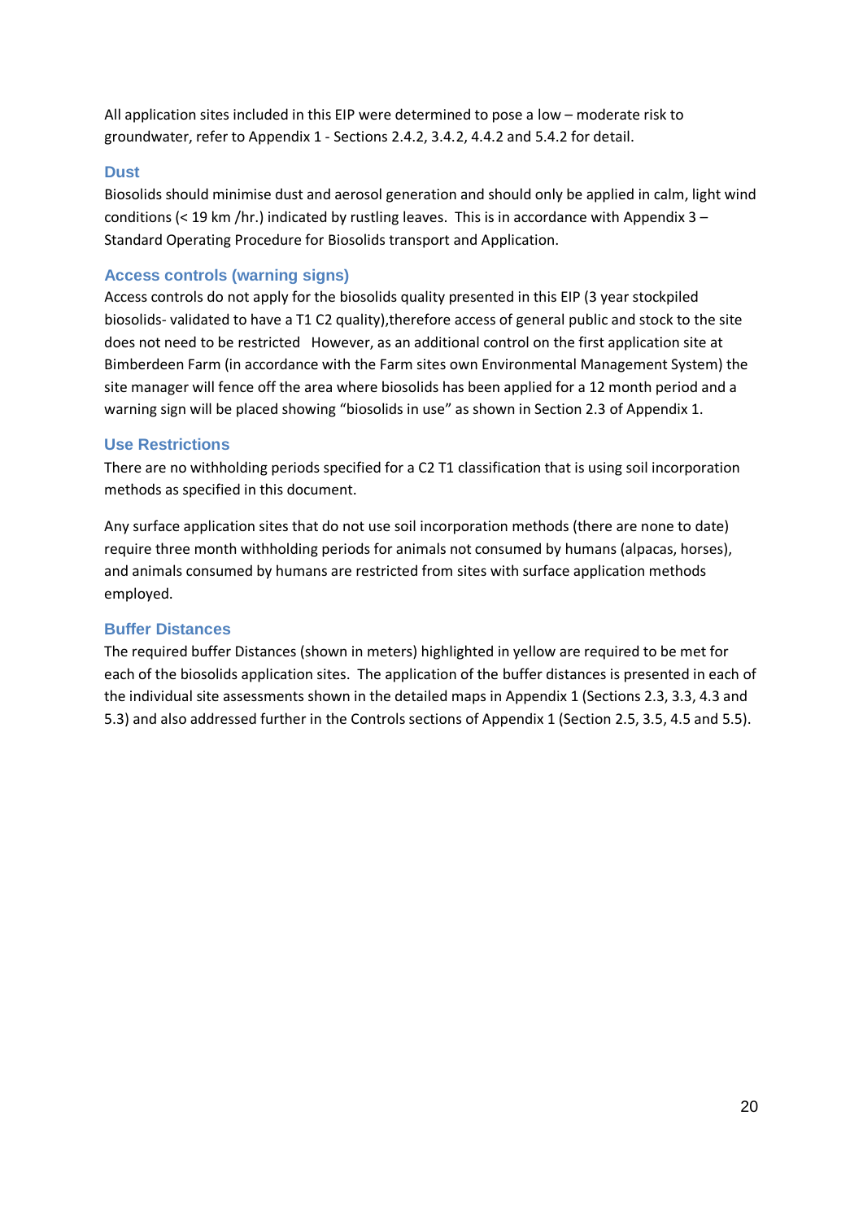All application sites included in this EIP were determined to pose a low – moderate risk to groundwater, refer to Appendix 1 - Sections 2.4.2, 3.4.2, 4.4.2 and 5.4.2 for detail.

### Dust

Biosolids should minimise dust and aerosol generation and should only be applied in calm, light wind conditions (< 19 km /hr.) indicated by rustling leaves. This is in accordance with Appendix 3 – Standard Operating Procedure for Biosolids transport and Application.

### Access controls (warning signs)

Access controls do not apply for the biosolids quality presented in this EIP (3 year stockpiled biosolids- validated to have a T1 C2 quality),therefore access of general public and stock to the site does not need to be restricted However, as an additional control on the first application site at Bimberdeen Farm (in accordance with the Farm sites own Environmental Management System) the site manager will fence off the area where biosolids has been applied for a 12 month period and a warning sign will be placed showing "biosolids in use" as shown in Section 2.3 of Appendix 1.

### Use Restrictions

There are no withholding periods specified for a C2 T1 classification that is using soil incorporation methods as specified in this document.

Any surface application sites that do not use soil incorporation methods (there are none to date) require three month withholding periods for animals not consumed by humans (alpacas, horses), and animals consumed by humans are restricted from sites with surface application methods employed.

### Buffer Distances

The required buffer Distances (shown in meters) highlighted in yellow are required to be met for each of the biosolids application sites. The application of the buffer distances is presented in each of the individual site assessments shown in the detailed maps in Appendix 1 (Sections 2.3, 3.3, 4.3 and 5.3) and also addressed further in the Controls sections of Appendix 1 (Section 2.5, 3.5, 4.5 and 5.5).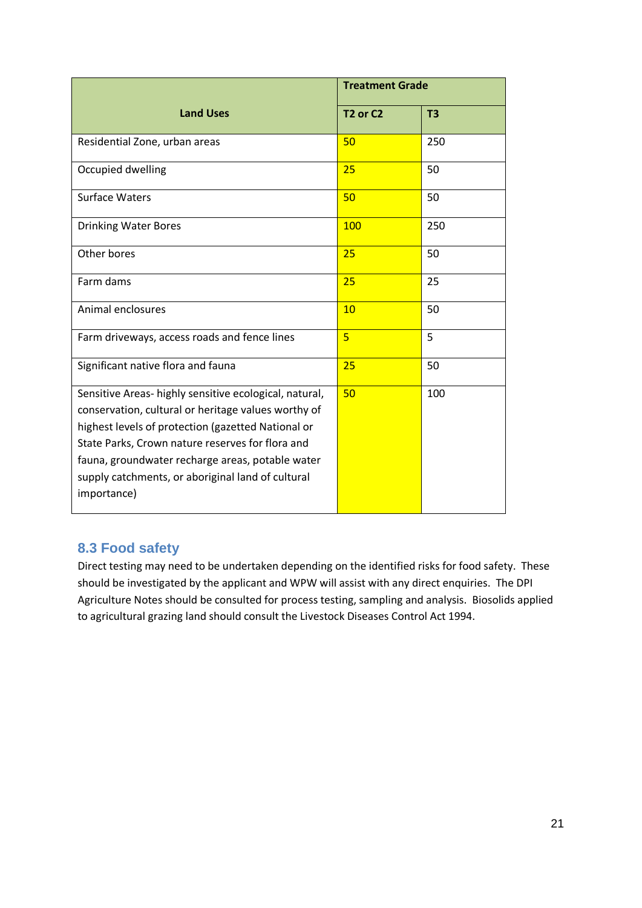| Land Uses | Treatment Grade | |
|---|---|---|
| | **T2 or C2** | **T3** |
| Residential Zone, urban areas | 50 | 250 |
| Occupied dwelling | 25 | 50 |
| Surface Waters | 50 | 50 |
| Drinking Water Bores | 100 | 250 |
| Other bores | 25 | 50 |
| Farm dams | 25 | 25 |
| Animal enclosures | 10 | 50 |
| Farm driveways, access roads and fence lines | 5 | 5 |
| Significant native flora and fauna | 25 | 50 |
| Sensitive Areas- highly sensitive ecological, natural, conservation, cultural or heritage values worthy of highest levels of protection (gazetted National or State Parks, Crown nature reserves for flora and fauna, groundwater recharge areas, potable water supply catchments, or aboriginal land of cultural importance) | 50 | 100 |

## 8.3 Food safety

Direct testing may need to be undertaken depending on the identified risks for food safety. These should be investigated by the applicant and WPW will assist with any direct enquiries. The DPI Agriculture Notes should be consulted for process testing, sampling and analysis. Biosolids applied to agricultural grazing land should consult the Livestock Diseases Control Act 1994.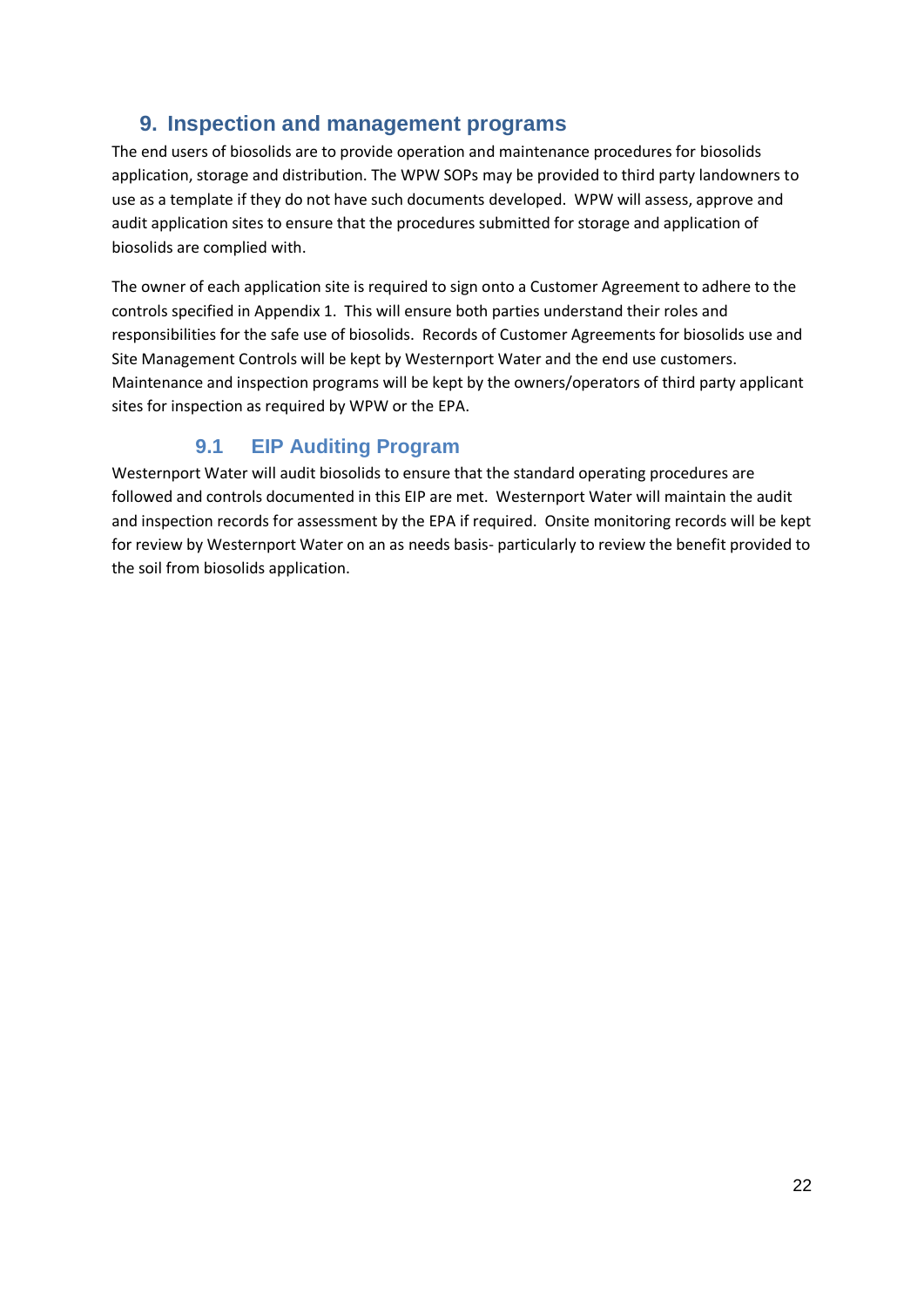# 9. Inspection and management programs

The end users of biosolids are to provide operation and maintenance procedures for biosolids application, storage and distribution. The WPW SOPs may be provided to third party landowners to use as a template if they do not have such documents developed. WPW will assess, approve and audit application sites to ensure that the procedures submitted for storage and application of biosolids are complied with.

The owner of each application site is required to sign onto a Customer Agreement to adhere to the controls specified in Appendix 1. This will ensure both parties understand their roles and responsibilities for the safe use of biosolids. Records of Customer Agreements for biosolids use and Site Management Controls will be kept by Westernport Water and the end use customers. Maintenance and inspection programs will be kept by the owners/operators of third party applicant sites for inspection as required by WPW or the EPA.

## 9.1 EIP Auditing Program

Westernport Water will audit biosolids to ensure that the standard operating procedures are followed and controls documented in this EIP are met. Westernport Water will maintain the audit and inspection records for assessment by the EPA if required. Onsite monitoring records will be kept for review by Westernport Water on an as needs basis- particularly to review the benefit provided to the soil from biosolids application.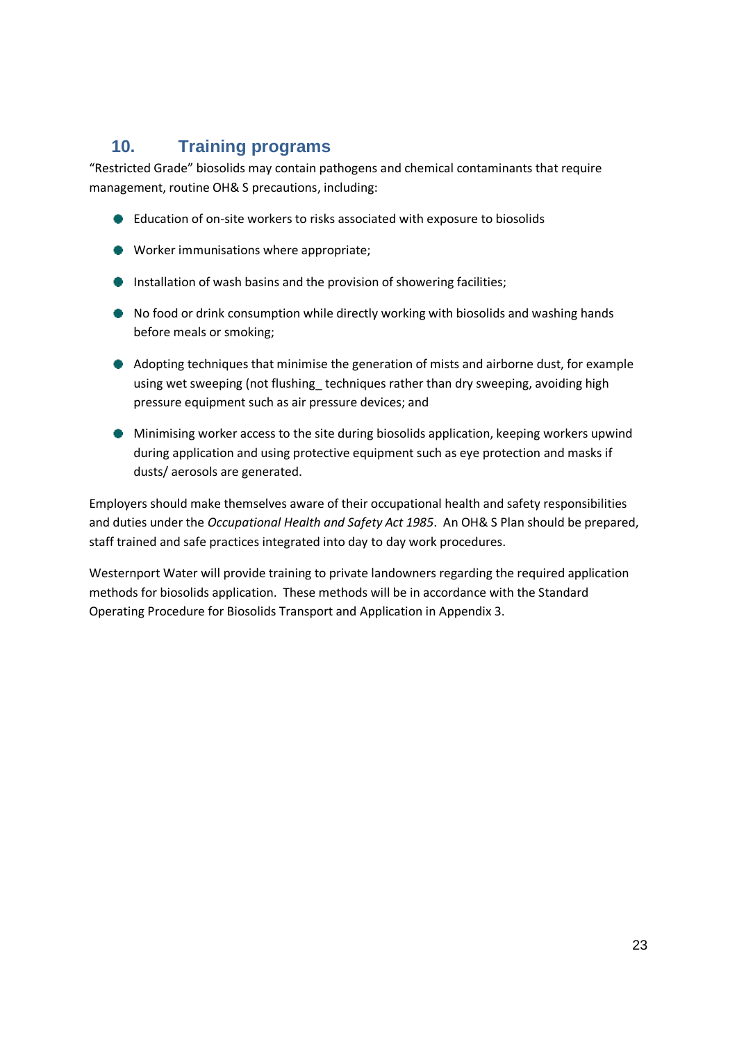## 10. Training programs

"Restricted Grade" biosolids may contain pathogens and chemical contaminants that require management, routine OH& S precautions, including:

- Education of on-site workers to risks associated with exposure to biosolids
- Worker immunisations where appropriate;
- Installation of wash basins and the provision of showering facilities;
- No food or drink consumption while directly working with biosolids and washing hands before meals or smoking;
- Adopting techniques that minimise the generation of mists and airborne dust, for example using wet sweeping (not flushing_ techniques rather than dry sweeping, avoiding high pressure equipment such as air pressure devices; and
- Minimising worker access to the site during biosolids application, keeping workers upwind during application and using protective equipment such as eye protection and masks if dusts/ aerosols are generated.

Employers should make themselves aware of their occupational health and safety responsibilities and duties under the *Occupational Health and Safety Act 1985*. An OH& S Plan should be prepared, staff trained and safe practices integrated into day to day work procedures.

Westernport Water will provide training to private landowners regarding the required application methods for biosolids application. These methods will be in accordance with the Standard Operating Procedure for Biosolids Transport and Application in Appendix 3.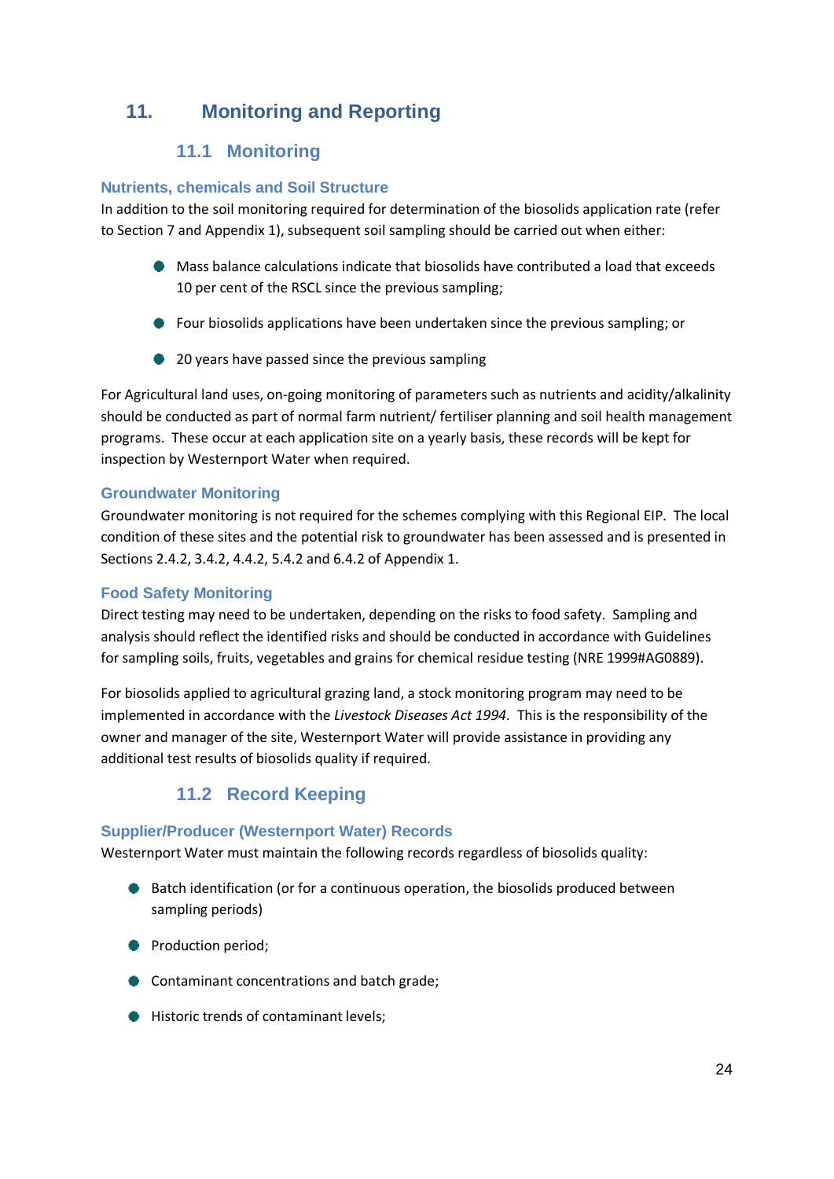# 11. Monitoring and Reporting

## 11.1 Monitoring

### Nutrients, chemicals and Soil Structure

In addition to the soil monitoring required for determination of the biosolids application rate (refer to Section 7 and Appendix 1), subsequent soil sampling should be carried out when either:

- Mass balance calculations indicate that biosolids have contributed a load that exceeds 10 per cent of the RSCL since the previous sampling;
- Four biosolids applications have been undertaken since the previous sampling; or
- 20 years have passed since the previous sampling

For Agricultural land uses, on-going monitoring of parameters such as nutrients and acidity/alkalinity should be conducted as part of normal farm nutrient/ fertiliser planning and soil health management programs. These occur at each application site on a yearly basis, these records will be kept for inspection by Westernport Water when required.

### Groundwater Monitoring

Groundwater monitoring is not required for the schemes complying with this Regional EIP. The local condition of these sites and the potential risk to groundwater has been assessed and is presented in Sections 2.4.2, 3.4.2, 4.4.2, 5.4.2 and 6.4.2 of Appendix 1.

### Food Safety Monitoring

Direct testing may need to be undertaken, depending on the risks to food safety. Sampling and analysis should reflect the identified risks and should be conducted in accordance with Guidelines for sampling soils, fruits, vegetables and grains for chemical residue testing (NRE 1999#AG0889).

For biosolids applied to agricultural grazing land, a stock monitoring program may need to be implemented in accordance with the *Livestock Diseases Act 1994*. This is the responsibility of the owner and manager of the site, Westernport Water will provide assistance in providing any additional test results of biosolids quality if required.

## 11.2 Record Keeping

### Supplier/Producer (Westernport Water) Records

Westernport Water must maintain the following records regardless of biosolids quality:

- Batch identification (or for a continuous operation, the biosolids produced between sampling periods)
- Production period;
- Contaminant concentrations and batch grade;
- Historic trends of contaminant levels;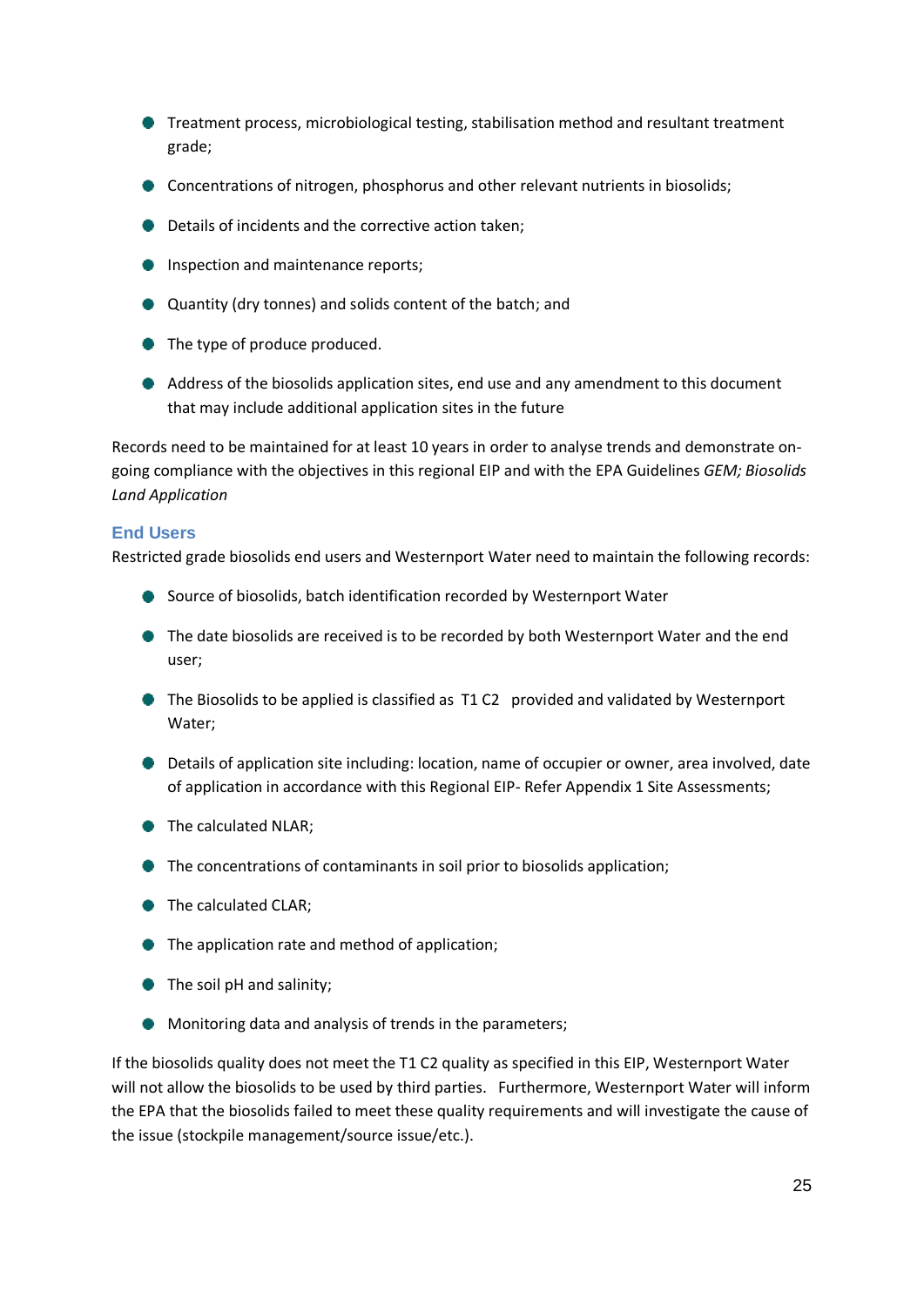- Treatment process, microbiological testing, stabilisation method and resultant treatment grade;
- Concentrations of nitrogen, phosphorus and other relevant nutrients in biosolids;
- Details of incidents and the corrective action taken;
- Inspection and maintenance reports;
- Quantity (dry tonnes) and solids content of the batch; and
- The type of produce produced.
- Address of the biosolids application sites, end use and any amendment to this document that may include additional application sites in the future

Records need to be maintained for at least 10 years in order to analyse trends and demonstrate on-going compliance with the objectives in this regional EIP and with the EPA Guidelines *GEM; Biosolids Land Application*

### End Users

Restricted grade biosolids end users and Westernport Water need to maintain the following records:

- Source of biosolids, batch identification recorded by Westernport Water
- The date biosolids are received is to be recorded by both Westernport Water and the end user;
- The Biosolids to be applied is classified as T1 C2 provided and validated by Westernport Water;
- Details of application site including: location, name of occupier or owner, area involved, date of application in accordance with this Regional EIP- Refer Appendix 1 Site Assessments;
- The calculated NLAR;
- The concentrations of contaminants in soil prior to biosolids application;
- The calculated CLAR;
- The application rate and method of application;
- The soil pH and salinity;
- Monitoring data and analysis of trends in the parameters;

If the biosolids quality does not meet the T1 C2 quality as specified in this EIP, Westernport Water will not allow the biosolids to be used by third parties. Furthermore, Westernport Water will inform the EPA that the biosolids failed to meet these quality requirements and will investigate the cause of the issue (stockpile management/source issue/etc.).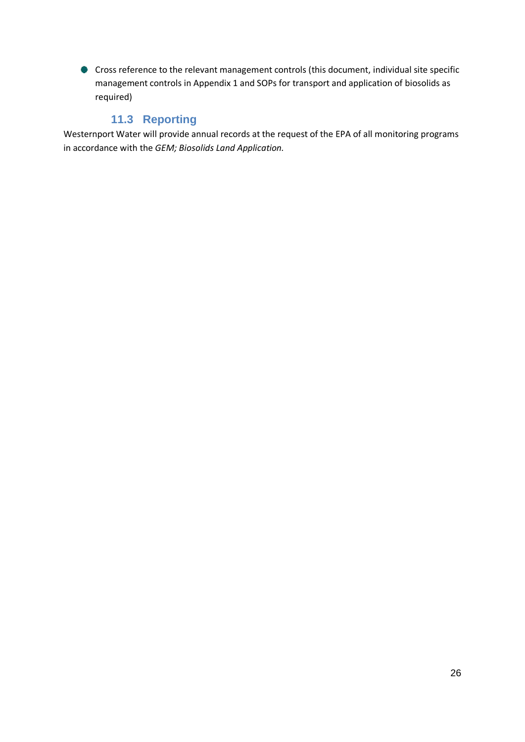- Cross reference to the relevant management controls (this document, individual site specific management controls in Appendix 1 and SOPs for transport and application of biosolids as required)

## 11.3 Reporting

Westernport Water will provide annual records at the request of the EPA of all monitoring programs in accordance with the *GEM; Biosolids Land Application.*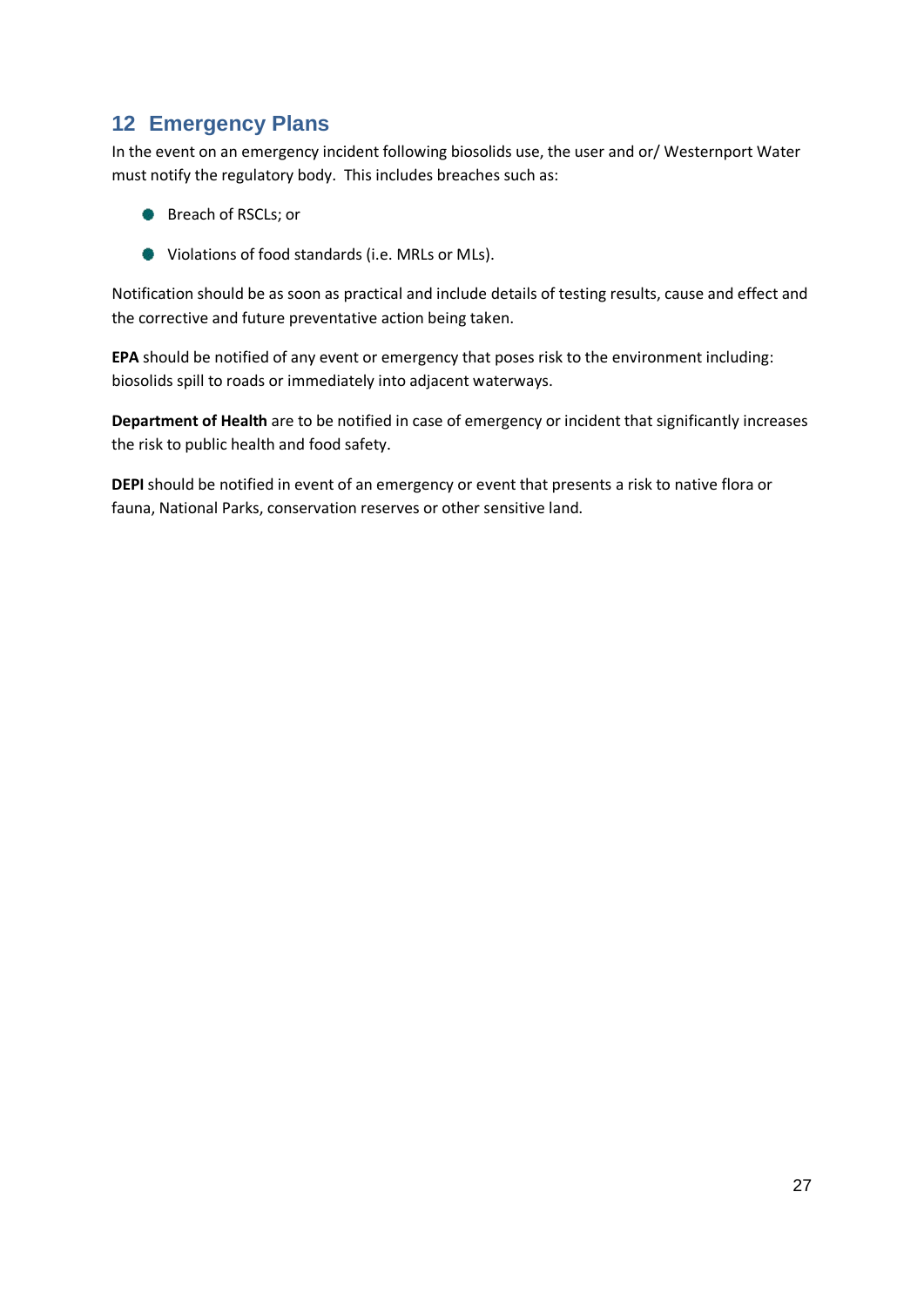## 12 Emergency Plans

In the event on an emergency incident following biosolids use, the user and or/ Westernport Water must notify the regulatory body. This includes breaches such as:

- Breach of RSCLs; or
- Violations of food standards (i.e. MRLs or MLs).

Notification should be as soon as practical and include details of testing results, cause and effect and the corrective and future preventative action being taken.

**EPA** should be notified of any event or emergency that poses risk to the environment including: biosolids spill to roads or immediately into adjacent waterways.

**Department of Health** are to be notified in case of emergency or incident that significantly increases the risk to public health and food safety.

**DEPI** should be notified in event of an emergency or event that presents a risk to native flora or fauna, National Parks, conservation reserves or other sensitive land.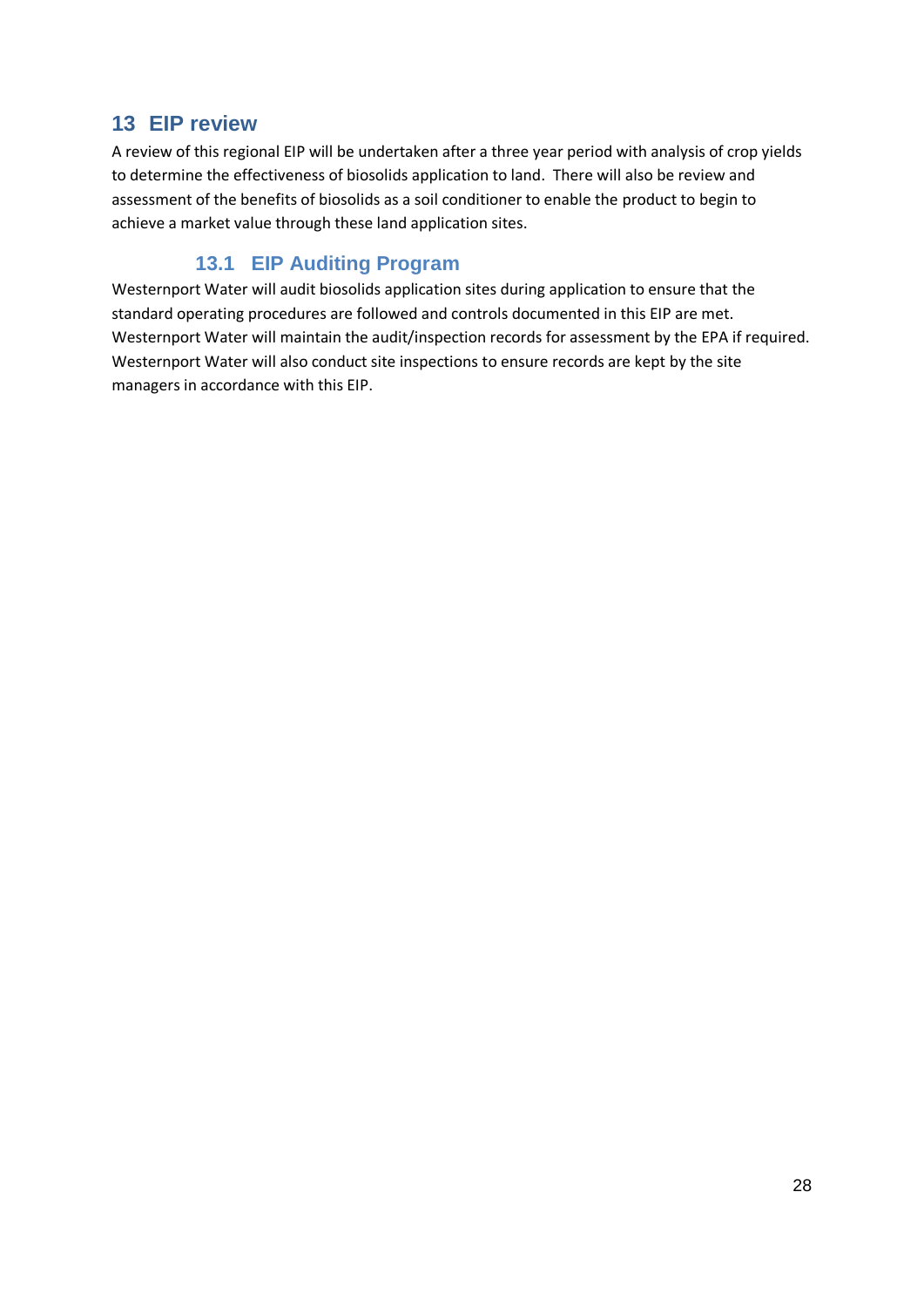# 13 EIP review

A review of this regional EIP will be undertaken after a three year period with analysis of crop yields to determine the effectiveness of biosolids application to land. There will also be review and assessment of the benefits of biosolids as a soil conditioner to enable the product to begin to achieve a market value through these land application sites.

## 13.1 EIP Auditing Program

Westernport Water will audit biosolids application sites during application to ensure that the standard operating procedures are followed and controls documented in this EIP are met. Westernport Water will maintain the audit/inspection records for assessment by the EPA if required. Westernport Water will also conduct site inspections to ensure records are kept by the site managers in accordance with this EIP.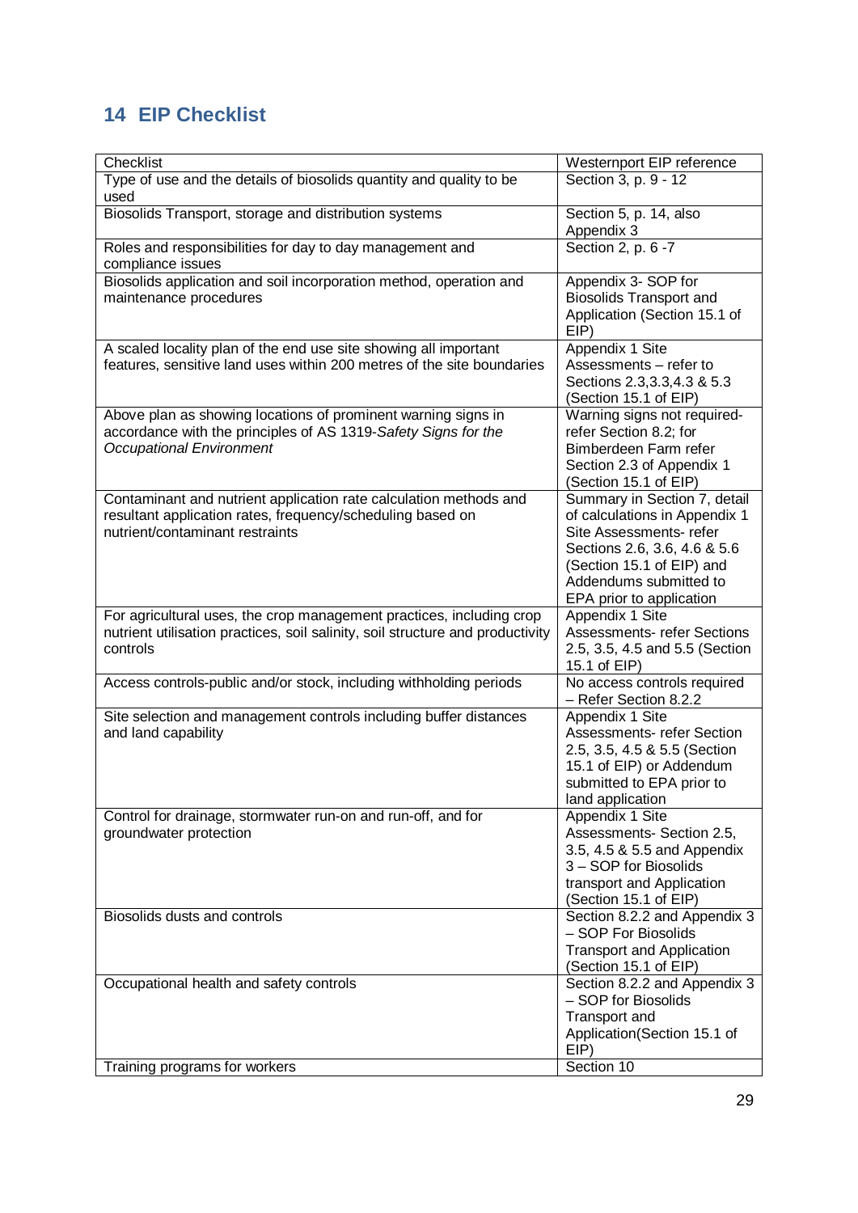## 14 EIP Checklist

| Checklist | Westernport EIP reference |
|---|---|
| Type of use and the details of biosolids quantity and quality to be used | Section 3, p. 9 - 12 |
| Biosolids Transport, storage and distribution systems | Section 5, p. 14, also Appendix 3 |
| Roles and responsibilities for day to day management and compliance issues | Section 2, p. 6 -7 |
| Biosolids application and soil incorporation method, operation and maintenance procedures | Appendix 3- SOP for Biosolids Transport and Application (Section 15.1 of EIP) |
| A scaled locality plan of the end use site showing all important features, sensitive land uses within 200 metres of the site boundaries | Appendix 1 Site Assessments – refer to Sections 2.3,3.3,4.3 & 5.3 (Section 15.1 of EIP) |
| Above plan as showing locations of prominent warning signs in accordance with the principles of AS 1319-*Safety Signs for the Occupational Environment* | Warning signs not required- refer Section 8.2; for Bimberdeen Farm refer Section 2.3 of Appendix 1 (Section 15.1 of EIP) |
| Contaminant and nutrient application rate calculation methods and resultant application rates, frequency/scheduling based on nutrient/contaminant restraints | Summary in Section 7, detail of calculations in Appendix 1 Site Assessments- refer Sections 2.6, 3.6, 4.6 & 5.6 (Section 15.1 of EIP) and Addendums submitted to EPA prior to application |
| For agricultural uses, the crop management practices, including crop nutrient utilisation practices, soil salinity, soil structure and productivity controls | Appendix 1 Site Assessments- refer Sections 2.5, 3.5, 4.5 and 5.5 (Section 15.1 of EIP) |
| Access controls-public and/or stock, including withholding periods | No access controls required – Refer Section 8.2.2 |
| Site selection and management controls including buffer distances and land capability | Appendix 1 Site Assessments- refer Section 2.5, 3.5, 4.5 & 5.5 (Section 15.1 of EIP) or Addendum submitted to EPA prior to land application |
| Control for drainage, stormwater run-on and run-off, and for groundwater protection | Appendix 1 Site Assessments- Section 2.5, 3.5, 4.5 & 5.5 and Appendix 3 – SOP for Biosolids transport and Application (Section 15.1 of EIP) |
| Biosolids dusts and controls | Section 8.2.2 and Appendix 3 – SOP For Biosolids Transport and Application (Section 15.1 of EIP) |
| Occupational health and safety controls | Section 8.2.2 and Appendix 3 – SOP for Biosolids Transport and Application(Section 15.1 of EIP) |
| Training programs for workers | Section 10 |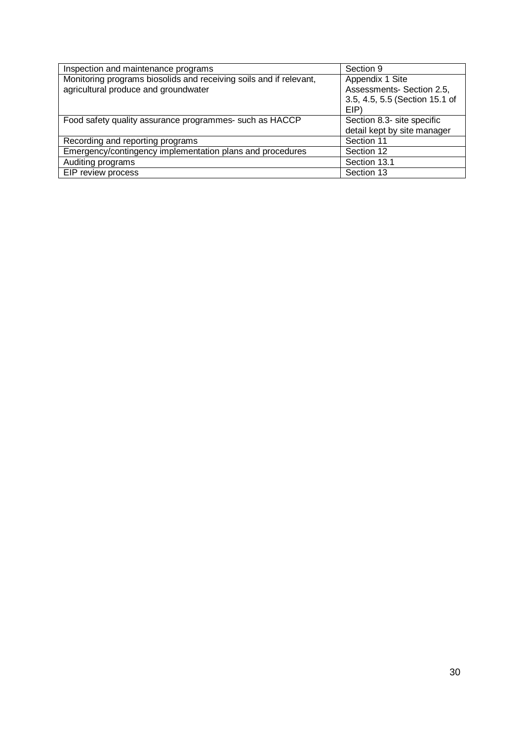| Inspection and maintenance programs | Section 9 |
|---|---|
| Monitoring programs biosolids and receiving soils and if relevant, agricultural produce and groundwater | Appendix 1 Site Assessments- Section 2.5, 3.5, 4.5, 5.5 (Section 15.1 of EIP) |
| Food safety quality assurance programmes- such as HACCP | Section 8.3- site specific detail kept by site manager |
| Recording and reporting programs | Section 11 |
| Emergency/contingency implementation plans and procedures | Section 12 |
| Auditing programs | Section 13.1 |
| EIP review process | Section 13 |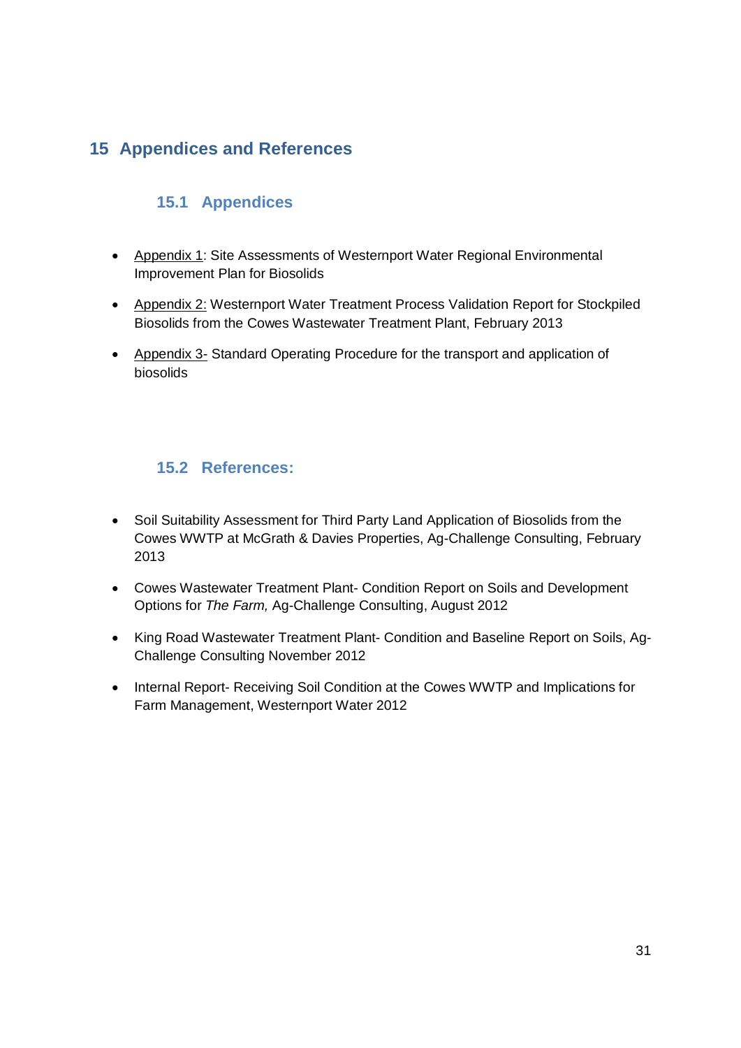# 15 Appendices and References

## 15.1 Appendices

- <u>Appendix 1</u>: Site Assessments of Westernport Water Regional Environmental Improvement Plan for Biosolids
- <u>Appendix 2:</u> Westernport Water Treatment Process Validation Report for Stockpiled Biosolids from the Cowes Wastewater Treatment Plant, February 2013
- <u>Appendix 3-</u> Standard Operating Procedure for the transport and application of biosolids

## 15.2 References:

- Soil Suitability Assessment for Third Party Land Application of Biosolids from the Cowes WWTP at McGrath & Davies Properties, Ag-Challenge Consulting, February 2013
- Cowes Wastewater Treatment Plant- Condition Report on Soils and Development Options for *The Farm,* Ag-Challenge Consulting, August 2012
- King Road Wastewater Treatment Plant- Condition and Baseline Report on Soils, Ag-Challenge Consulting November 2012
- Internal Report- Receiving Soil Condition at the Cowes WWTP and Implications for Farm Management, Westernport Water 2012